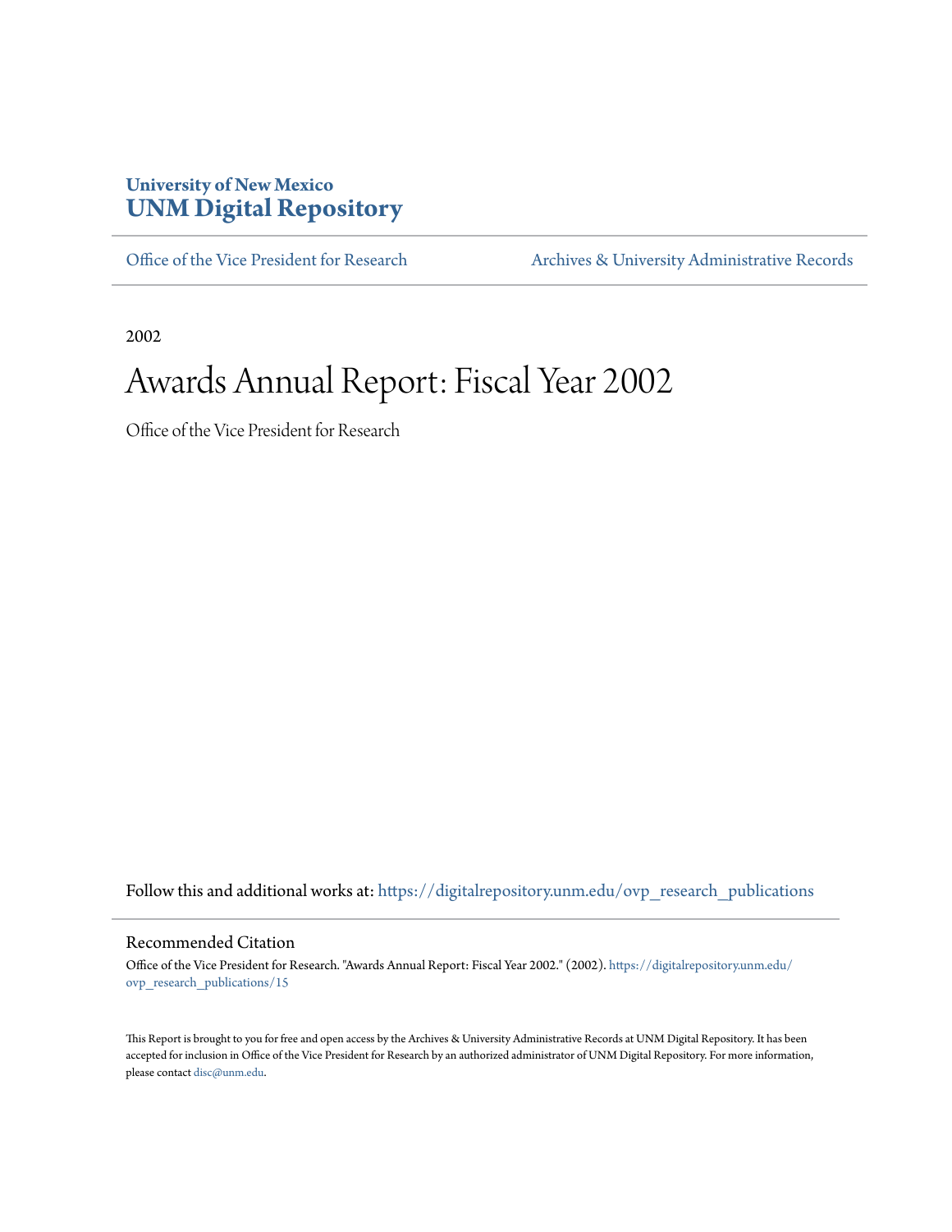University of New Mexico
**UNM Digital Repository**

Office of the Vice President for Research | Archives & University Administrative Records

2002

# Awards Annual Report: Fiscal Year 2002

Office of the Vice President for Research

Follow this and additional works at: https://digitalrepository.unm.edu/ovp_research_publications

## Recommended Citation

Office of the Vice President for Research. "Awards Annual Report: Fiscal Year 2002." (2002). https://digitalrepository.unm.edu/ovp_research_publications/15

This Report is brought to you for free and open access by the Archives & University Administrative Records at UNM Digital Repository. It has been accepted for inclusion in Office of the Vice President for Research by an authorized administrator of UNM Digital Repository. For more information, please contact disc@unm.edu.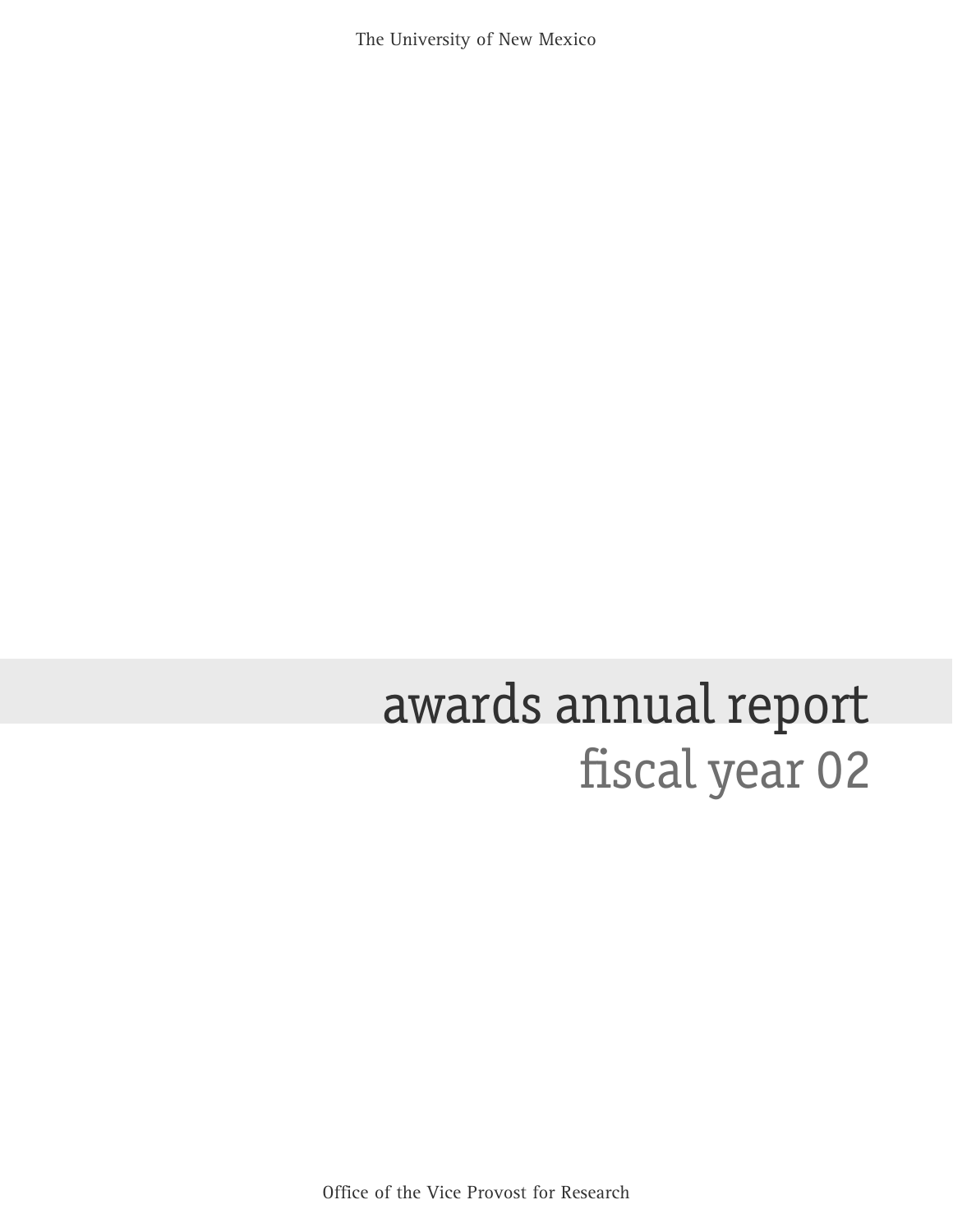The University of New Mexico

# awards annual report

## fiscal year 02

Office of the Vice Provost for Research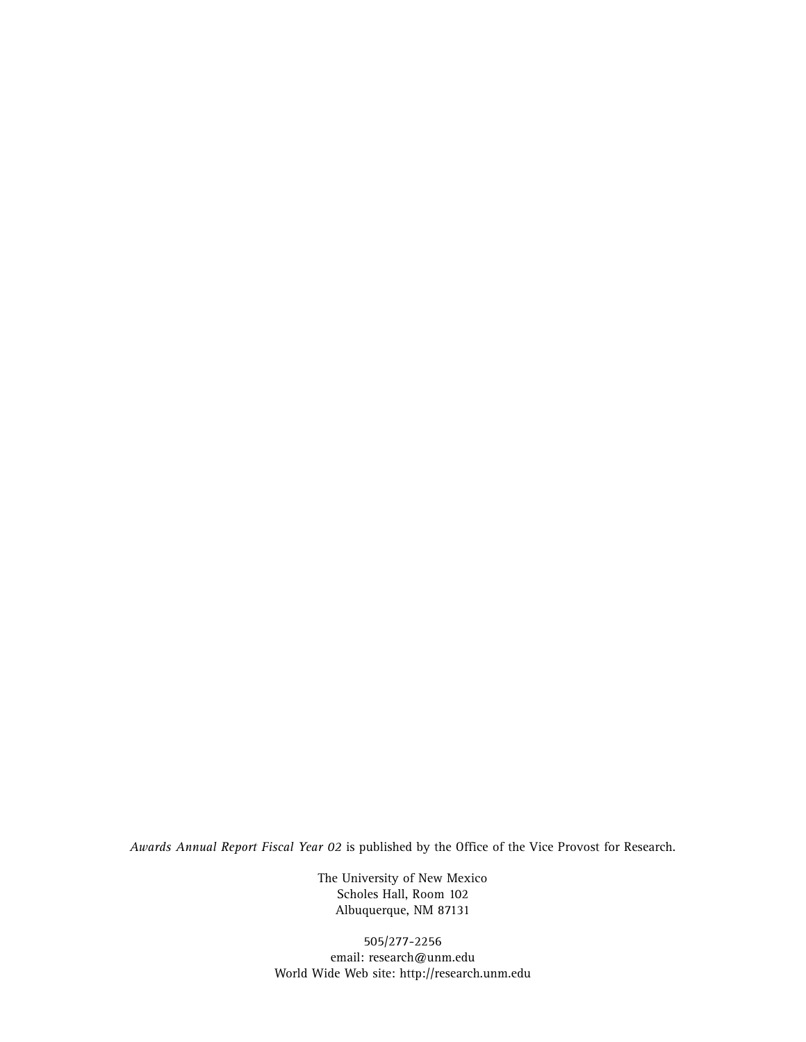*Awards Annual Report Fiscal Year 02* is published by the Office of the Vice Provost for Research.

The University of New Mexico
Scholes Hall, Room 102
Albuquerque, NM 87131

505/277-2256
email: research@unm.edu
World Wide Web site: http://research.unm.edu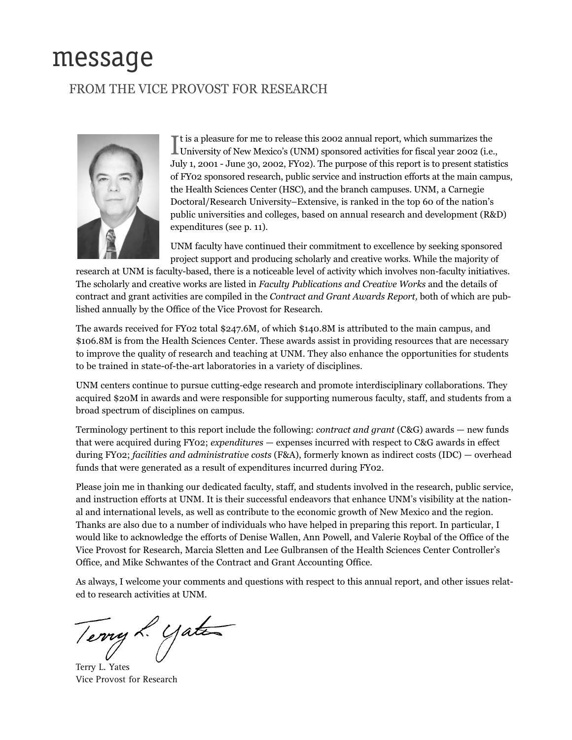# message

## FROM THE VICE PROVOST FOR RESEARCH

It is a pleasure for me to release this 2002 annual report, which summarizes the University of New Mexico's (UNM) sponsored activities for fiscal year 2002 (i.e., July 1, 2001 - June 30, 2002, FY02). The purpose of this report is to present statistics of FY02 sponsored research, public service and instruction efforts at the main campus, the Health Sciences Center (HSC), and the branch campuses. UNM, a Carnegie Doctoral/Research University–Extensive, is ranked in the top 60 of the nation's public universities and colleges, based on annual research and development (R&D) expenditures (see p. 11).

UNM faculty have continued their commitment to excellence by seeking sponsored project support and producing scholarly and creative works. While the majority of research at UNM is faculty-based, there is a noticeable level of activity which involves non-faculty initiatives. The scholarly and creative works are listed in *Faculty Publications and Creative Works* and the details of contract and grant activities are compiled in the *Contract and Grant Awards Report,* both of which are published annually by the Office of the Vice Provost for Research.

The awards received for FY02 total $247.6M, of which $140.8M is attributed to the main campus, and $106.8M is from the Health Sciences Center. These awards assist in providing resources that are necessary to improve the quality of research and teaching at UNM. They also enhance the opportunities for students to be trained in state-of-the-art laboratories in a variety of disciplines.

UNM centers continue to pursue cutting-edge research and promote interdisciplinary collaborations. They acquired $20M in awards and were responsible for supporting numerous faculty, staff, and students from a broad spectrum of disciplines on campus.

Terminology pertinent to this report include the following: *contract and grant* (C&G) awards — new funds that were acquired during FY02; *expenditures* — expenses incurred with respect to C&G awards in effect during FY02; *facilities and administrative costs* (F&A), formerly known as indirect costs (IDC) — overhead funds that were generated as a result of expenditures incurred during FY02.

Please join me in thanking our dedicated faculty, staff, and students involved in the research, public service, and instruction efforts at UNM. It is their successful endeavors that enhance UNM's visibility at the national and international levels, as well as contribute to the economic growth of New Mexico and the region. Thanks are also due to a number of individuals who have helped in preparing this report. In particular, I would like to acknowledge the efforts of Denise Wallen, Ann Powell, and Valerie Roybal of the Office of the Vice Provost for Research, Marcia Sletten and Lee Gulbransen of the Health Sciences Center Controller's Office, and Mike Schwantes of the Contract and Grant Accounting Office.

As always, I welcome your comments and questions with respect to this annual report, and other issues related to research activities at UNM.

Terry L. Yates  
Vice Provost for Research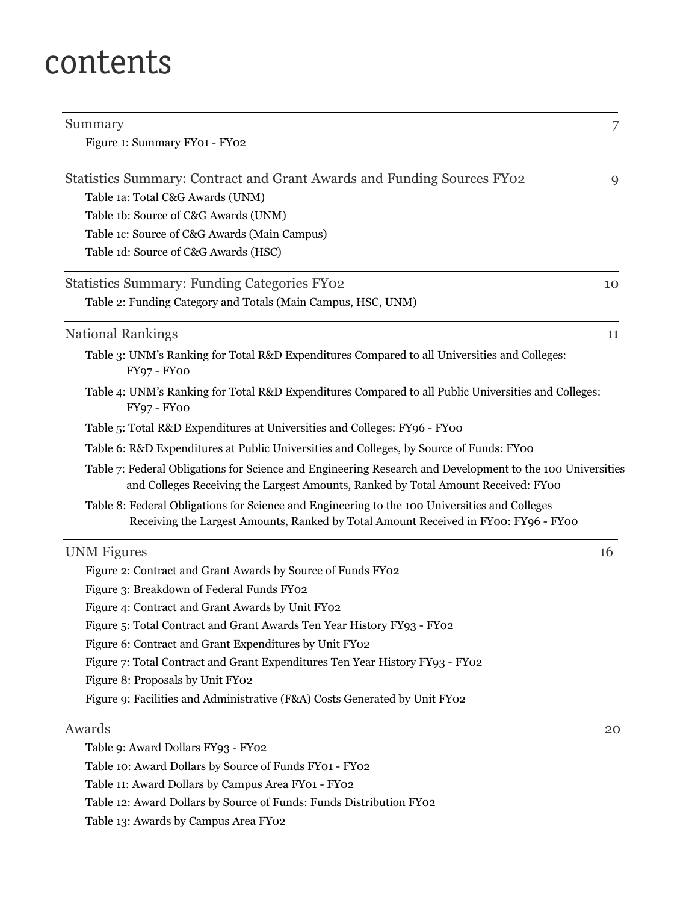# contents

| | |
|---|---|
| Summary | 7 |
| Figure 1: Summary FY01 - FY02 | |
| Statistics Summary: Contract and Grant Awards and Funding Sources FY02 | 9 |
| Table 1a: Total C&G Awards (UNM) | |
| Table 1b: Source of C&G Awards (UNM) | |
| Table 1c: Source of C&G Awards (Main Campus) | |
| Table 1d: Source of C&G Awards (HSC) | |
| Statistics Summary: Funding Categories FY02 | 10 |
| Table 2: Funding Category and Totals (Main Campus, HSC, UNM) | |
| National Rankings | 11 |
| Table 3: UNM's Ranking for Total R&D Expenditures Compared to all Universities and Colleges: FY97 - FY00 | |
| Table 4: UNM's Ranking for Total R&D Expenditures Compared to all Public Universities and Colleges: FY97 - FY00 | |
| Table 5: Total R&D Expenditures at Universities and Colleges: FY96 - FY00 | |
| Table 6: R&D Expenditures at Public Universities and Colleges, by Source of Funds: FY00 | |
| Table 7: Federal Obligations for Science and Engineering Research and Development to the 100 Universities and Colleges Receiving the Largest Amounts, Ranked by Total Amount Received: FY00 | |
| Table 8: Federal Obligations for Science and Engineering to the 100 Universities and Colleges Receiving the Largest Amounts, Ranked by Total Amount Received in FY00: FY96 - FY00 | |
| UNM Figures | 16 |
| Figure 2: Contract and Grant Awards by Source of Funds FY02 | |
| Figure 3: Breakdown of Federal Funds FY02 | |
| Figure 4: Contract and Grant Awards by Unit FY02 | |
| Figure 5: Total Contract and Grant Awards Ten Year History FY93 - FY02 | |
| Figure 6: Contract and Grant Expenditures by Unit FY02 | |
| Figure 7: Total Contract and Grant Expenditures Ten Year History FY93 - FY02 | |
| Figure 8: Proposals by Unit FY02 | |
| Figure 9: Facilities and Administrative (F&A) Costs Generated by Unit FY02 | |
| Awards | 20 |
| Table 9: Award Dollars FY93 - FY02 | |
| Table 10: Award Dollars by Source of Funds FY01 - FY02 | |
| Table 11: Award Dollars by Campus Area FY01 - FY02 | |
| Table 12: Award Dollars by Source of Funds: Funds Distribution FY02 | |
| Table 13: Awards by Campus Area FY02 | |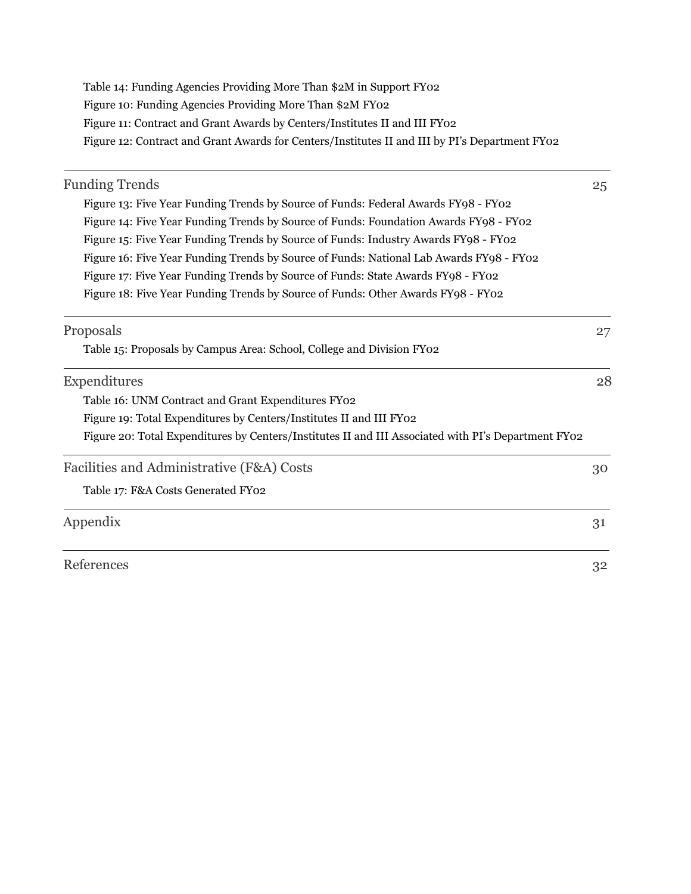Table 14: Funding Agencies Providing More Than $2M in Support FY02

Figure 10: Funding Agencies Providing More Than $2M FY02

Figure 11: Contract and Grant Awards by Centers/Institutes II and III FY02

Figure 12: Contract and Grant Awards for Centers/Institutes II and III by PI's Department FY02

---

Funding Trends 25

Figure 13: Five Year Funding Trends by Source of Funds: Federal Awards FY98 - FY02

Figure 14: Five Year Funding Trends by Source of Funds: Foundation Awards FY98 - FY02

Figure 15: Five Year Funding Trends by Source of Funds: Industry Awards FY98 - FY02

Figure 16: Five Year Funding Trends by Source of Funds: National Lab Awards FY98 - FY02

Figure 17: Five Year Funding Trends by Source of Funds: State Awards FY98 - FY02

Figure 18: Five Year Funding Trends by Source of Funds: Other Awards FY98 - FY02

---

Proposals 27

Table 15: Proposals by Campus Area: School, College and Division FY02

---

Expenditures 28

Table 16: UNM Contract and Grant Expenditures FY02

Figure 19: Total Expenditures by Centers/Institutes II and III FY02

Figure 20: Total Expenditures by Centers/Institutes II and III Associated with PI's Department FY02

---

Facilities and Administrative (F&A) Costs 30

Table 17: F&A Costs Generated FY02

---

Appendix 31

---

References 32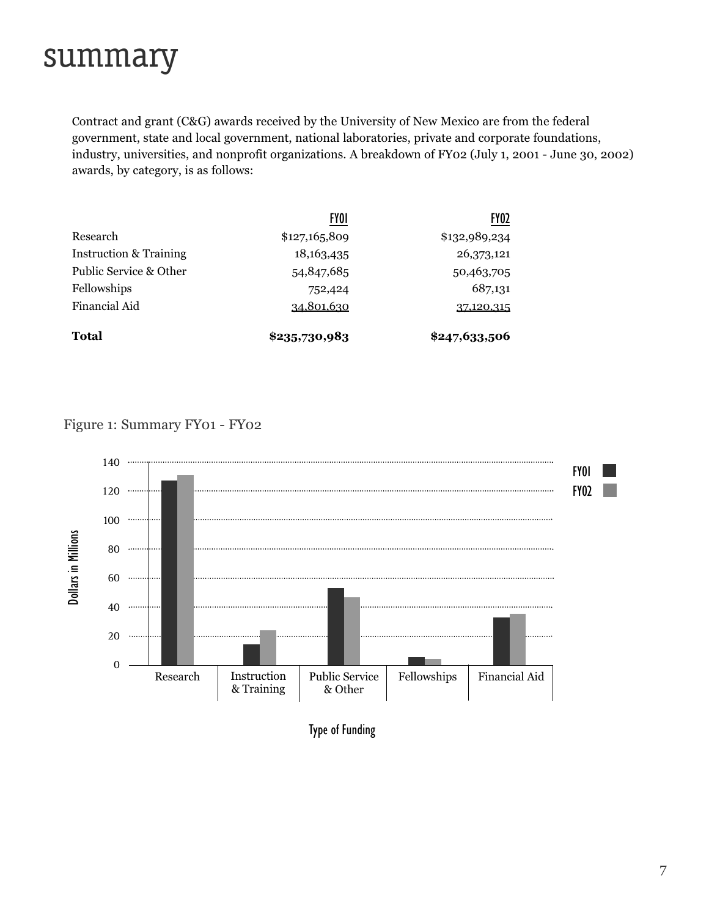# summary

Contract and grant (C&G) awards received by the University of New Mexico are from the federal government, state and local government, national laboratories, private and corporate foundations, industry, universities, and nonprofit organizations. A breakdown of FY02 (July 1, 2001 - June 30, 2002) awards, by category, is as follows:

| | FY01 | FY02 |
|---|---|---|
| Research | $127,165,809 | $132,989,234 |
| Instruction & Training | 18,163,435 | 26,373,121 |
| Public Service & Other | 54,847,685 | 50,463,705 |
| Fellowships | 752,424 | 687,131 |
| Financial Aid | 34,801,630 | 37,120,315 |
| **Total** | **$235,730,983** | **$247,633,506** |

Figure 1: Summary FY01 - FY02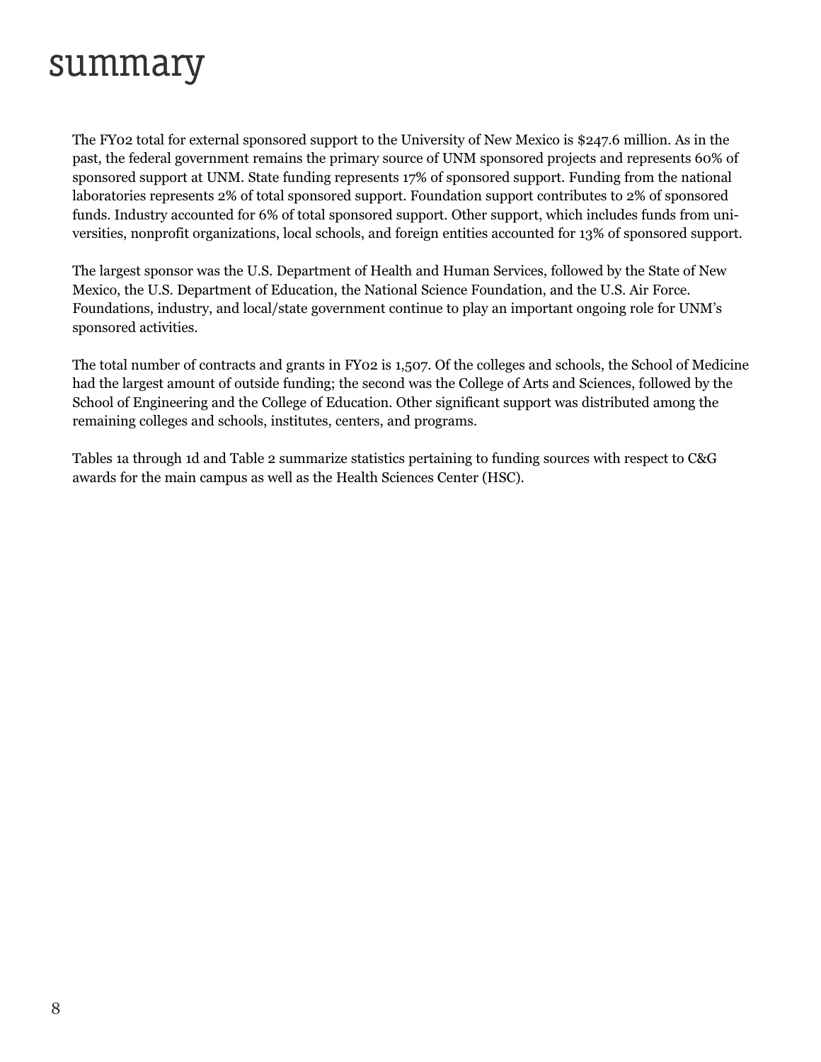# summary

The FY02 total for external sponsored support to the University of New Mexico is $247.6 million. As in the past, the federal government remains the primary source of UNM sponsored projects and represents 60% of sponsored support at UNM. State funding represents 17% of sponsored support. Funding from the national laboratories represents 2% of total sponsored support. Foundation support contributes to 2% of sponsored funds. Industry accounted for 6% of total sponsored support. Other support, which includes funds from universities, nonprofit organizations, local schools, and foreign entities accounted for 13% of sponsored support.

The largest sponsor was the U.S. Department of Health and Human Services, followed by the State of New Mexico, the U.S. Department of Education, the National Science Foundation, and the U.S. Air Force. Foundations, industry, and local/state government continue to play an important ongoing role for UNM's sponsored activities.

The total number of contracts and grants in FY02 is 1,507. Of the colleges and schools, the School of Medicine had the largest amount of outside funding; the second was the College of Arts and Sciences, followed by the School of Engineering and the College of Education. Other significant support was distributed among the remaining colleges and schools, institutes, centers, and programs.

Tables 1a through 1d and Table 2 summarize statistics pertaining to funding sources with respect to C&G awards for the main campus as well as the Health Sciences Center (HSC).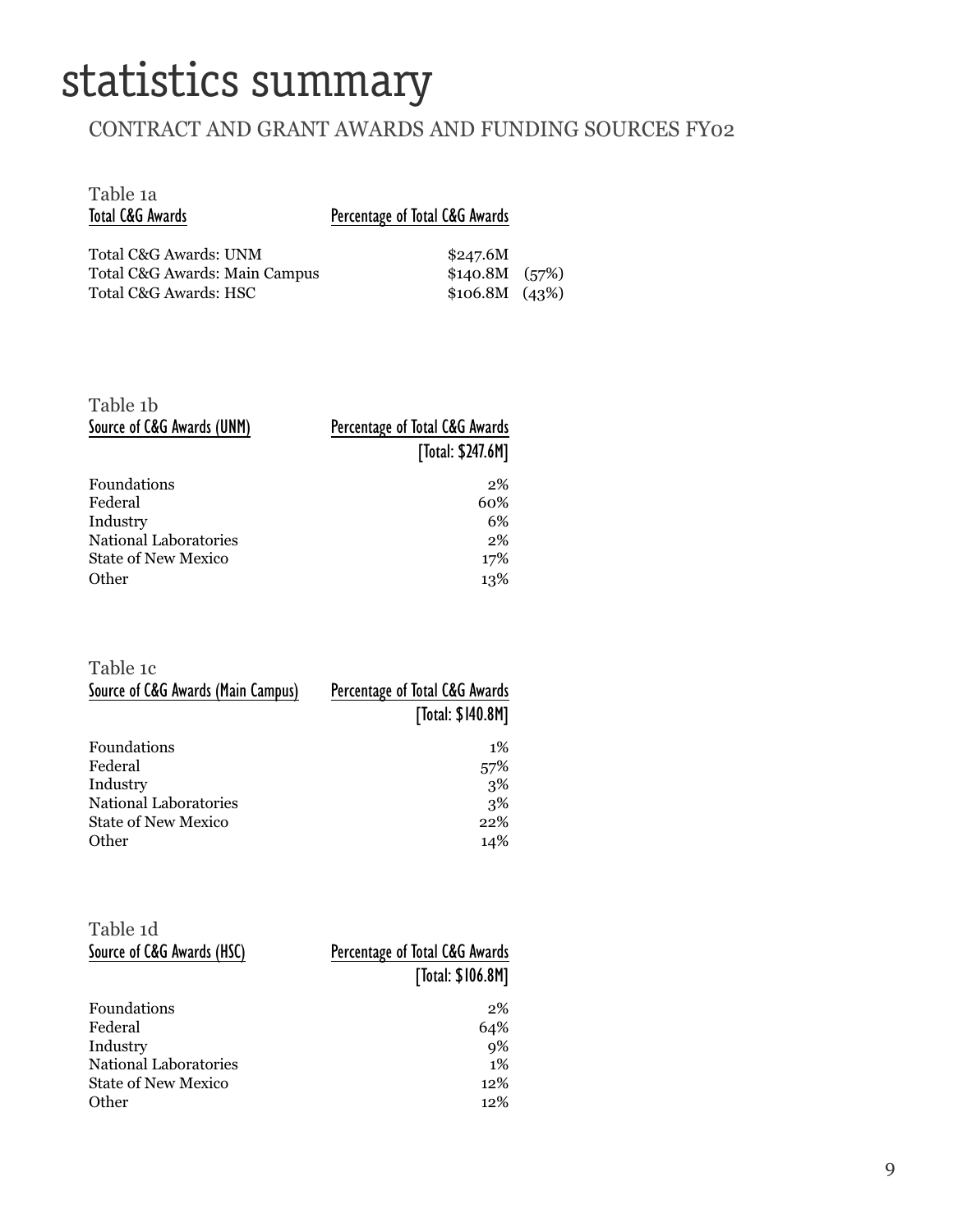# statistics summary

## CONTRACT AND GRANT AWARDS AND FUNDING SOURCES FY02

Table 1a

| Total C&G Awards | Percentage of Total C&G Awards | |
|---|---|---|
| Total C&G Awards: UNM | $247.6M | |
| Total C&G Awards: Main Campus | $140.8M | (57%) |
| Total C&G Awards: HSC | $106.8M | (43%) |

Table 1b

| Source of C&G Awards (UNM) | Percentage of Total C&G Awards [Total: $247.6M] |
|---|---|
| Foundations | 2% |
| Federal | 60% |
| Industry | 6% |
| National Laboratories | 2% |
| State of New Mexico | 17% |
| Other | 13% |

Table 1c

| Source of C&G Awards (Main Campus) | Percentage of Total C&G Awards [Total: $140.8M] |
|---|---|
| Foundations | 1% |
| Federal | 57% |
| Industry | 3% |
| National Laboratories | 3% |
| State of New Mexico | 22% |
| Other | 14% |

Table 1d

| Source of C&G Awards (HSC) | Percentage of Total C&G Awards [Total: $106.8M] |
|---|---|
| Foundations | 2% |
| Federal | 64% |
| Industry | 9% |
| National Laboratories | 1% |
| State of New Mexico | 12% |
| Other | 12% |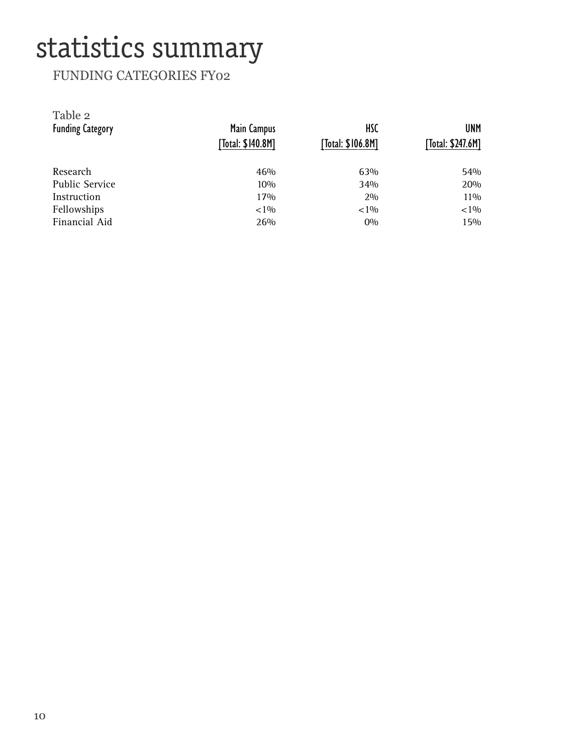# statistics summary

## FUNDING CATEGORIES FY02

Table 2

| Funding Category | Main Campus [Total: $140.8M] | HSC [Total: $106.8M] | UNM [Total: $247.6M] |
|---|---|---|---|
| Research | 46% | 63% | 54% |
| Public Service | 10% | 34% | 20% |
| Instruction | 17% | 2% | 11% |
| Fellowships | <1% | <1% | <1% |
| Financial Aid | 26% | 0% | 15% |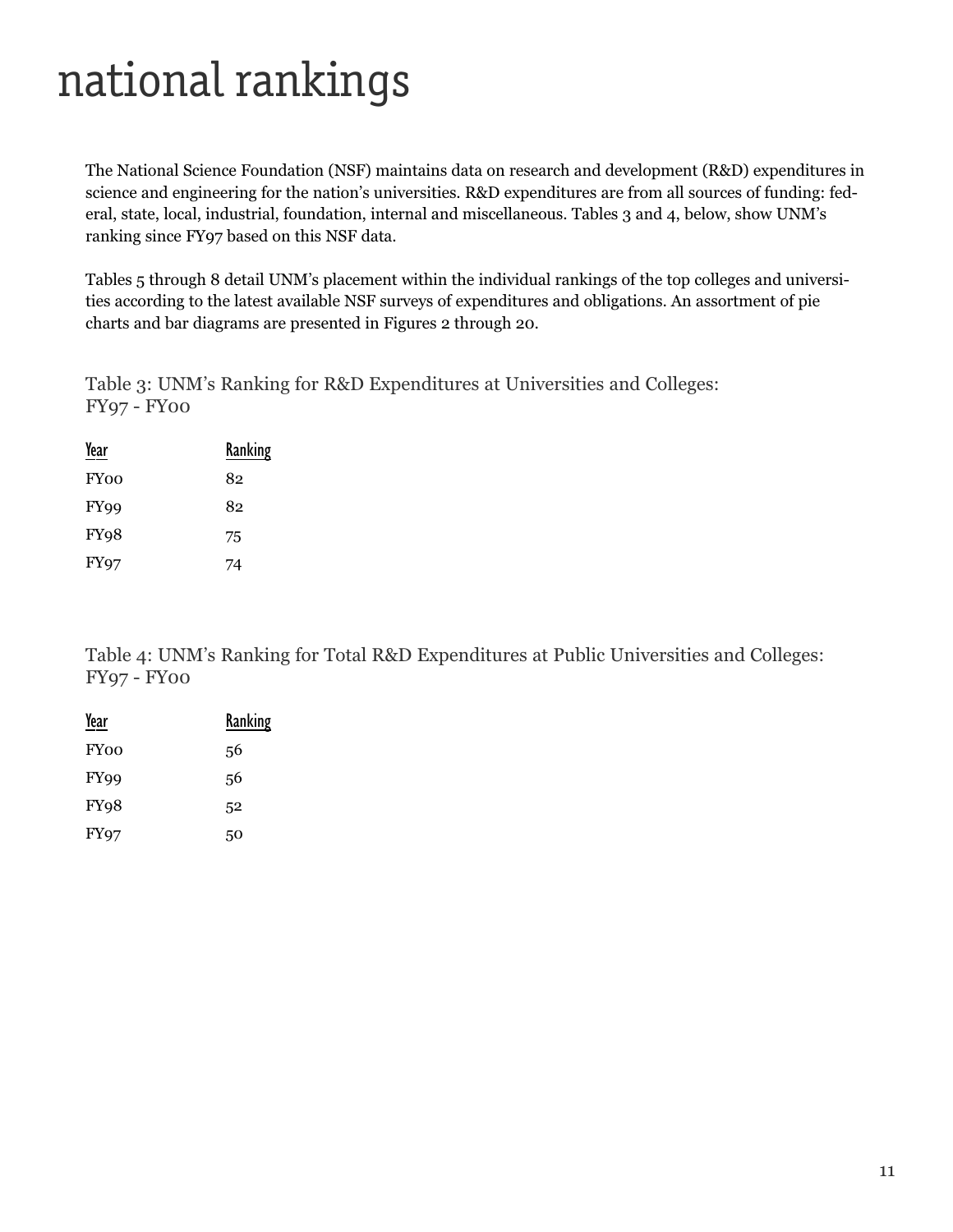# national rankings

The National Science Foundation (NSF) maintains data on research and development (R&D) expenditures in science and engineering for the nation's universities. R&D expenditures are from all sources of funding: federal, state, local, industrial, foundation, internal and miscellaneous. Tables 3 and 4, below, show UNM's ranking since FY97 based on this NSF data.

Tables 5 through 8 detail UNM's placement within the individual rankings of the top colleges and universities according to the latest available NSF surveys of expenditures and obligations. An assortment of pie charts and bar diagrams are presented in Figures 2 through 20.

Table 3: UNM's Ranking for R&D Expenditures at Universities and Colleges: FY97 - FY00

| Year | Ranking |
|---|---|
| FY00 | 82 |
| FY99 | 82 |
| FY98 | 75 |
| FY97 | 74 |

Table 4: UNM's Ranking for Total R&D Expenditures at Public Universities and Colleges: FY97 - FY00

| Year | Ranking |
|---|---|
| FY00 | 56 |
| FY99 | 56 |
| FY98 | 52 |
| FY97 | 50 |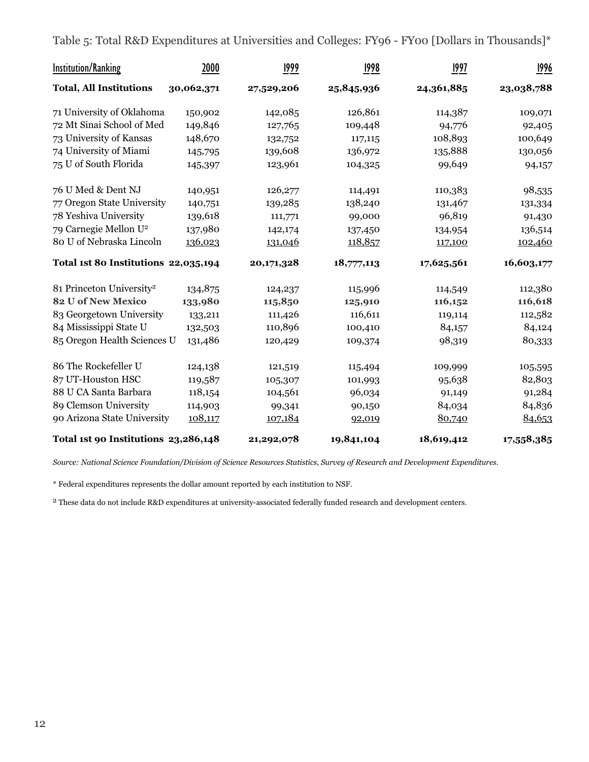Table 5: Total R&D Expenditures at Universities and Colleges: FY96 - FY00 [Dollars in Thousands]*

| Institution/Ranking | 2000 | 1999 | 1998 | 1997 | 1996 |
|---|---|---|---|---|---|
| **Total, All Institutions** | **30,062,371** | **27,529,206** | **25,845,936** | **24,361,885** | **23,038,788** |
| 71 University of Oklahoma | 150,902 | 142,085 | 126,861 | 114,387 | 109,071 |
| 72 Mt Sinai School of Med | 149,846 | 127,765 | 109,448 | 94,776 | 92,405 |
| 73 University of Kansas | 148,670 | 132,752 | 117,115 | 108,893 | 100,649 |
| 74 University of Miami | 145,795 | 139,608 | 136,972 | 135,888 | 130,056 |
| 75 U of South Florida | 145,397 | 123,961 | 104,325 | 99,649 | 94,157 |
| 76 U Med & Dent NJ | 140,951 | 126,277 | 114,491 | 110,383 | 98,535 |
| 77 Oregon State University | 140,751 | 139,285 | 138,240 | 131,467 | 131,334 |
| 78 Yeshiva University | 139,618 | 111,771 | 99,000 | 96,819 | 91,430 |
| 79 Carnegie Mellon U[2] | 137,980 | 142,174 | 137,450 | 134,954 | 136,514 |
| 80 U of Nebraska Lincoln | 136,023 | 131,046 | 118,857 | 117,100 | 102,460 |
| **Total 1st 80 Institutions** | **22,035,194** | **20,171,328** | **18,777,113** | **17,625,561** | **16,603,177** |
| 81 Princeton University[2] | 134,875 | 124,237 | 115,996 | 114,549 | 112,380 |
| **82 U of New Mexico** | **133,980** | **115,850** | **125,910** | **116,152** | **116,618** |
| 83 Georgetown University | 133,211 | 111,426 | 116,611 | 119,114 | 112,582 |
| 84 Mississippi State U | 132,503 | 110,896 | 100,410 | 84,157 | 84,124 |
| 85 Oregon Health Sciences U | 131,486 | 120,429 | 109,374 | 98,319 | 80,333 |
| 86 The Rockefeller U | 124,138 | 121,519 | 115,494 | 109,999 | 105,595 |
| 87 UT-Houston HSC | 119,587 | 105,307 | 101,993 | 95,638 | 82,803 |
| 88 U CA Santa Barbara | 118,154 | 104,561 | 96,034 | 91,149 | 91,284 |
| 89 Clemson University | 114,903 | 99,341 | 90,150 | 84,034 | 84,836 |
| 90 Arizona State University | 108,117 | 107,184 | 92,019 | 80,740 | 84,653 |
| **Total 1st 90 Institutions** | **23,286,148** | **21,292,078** | **19,841,104** | **18,619,412** | **17,558,385** |

*Source: National Science Foundation/Division of Science Resources Statistics, Survey of Research and Development Expenditures.*

* Federal expenditures represents the dollar amount reported by each institution to NSF.

[2] These data do not include R&D expenditures at university-associated federally funded research and development centers.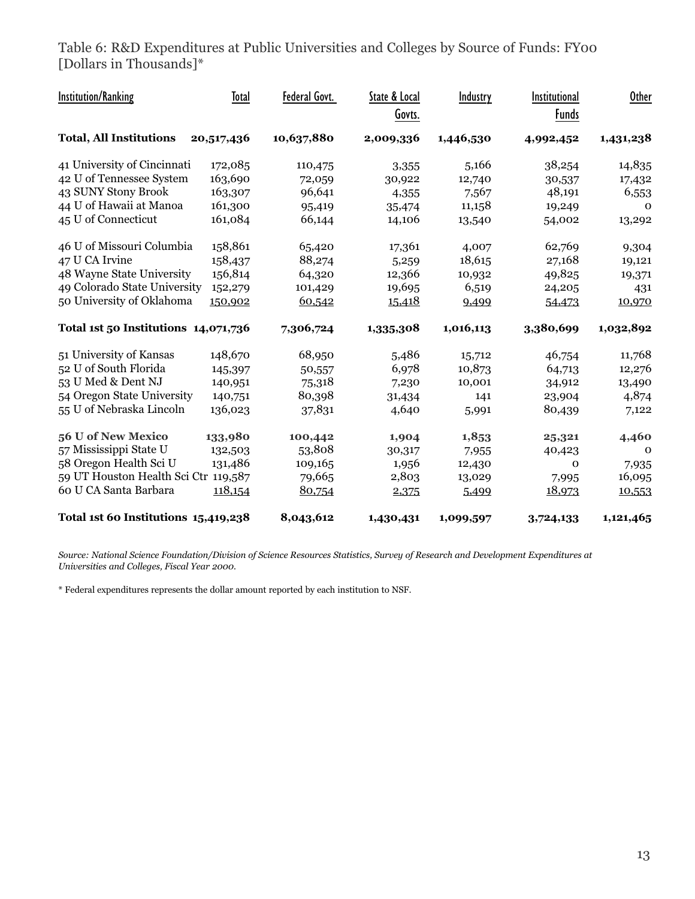Table 6: R&D Expenditures at Public Universities and Colleges by Source of Funds: FY00
[Dollars in Thousands]*

| Institution/Ranking | Total | Federal Govt. | State & Local Govts. | Industry | Institutional Funds | Other |
|---|---|---|---|---|---|---|
| **Total, All Institutions** | **20,517,436** | **10,637,880** | **2,009,336** | **1,446,530** | **4,992,452** | **1,431,238** |
| 41 University of Cincinnati | 172,085 | 110,475 | 3,355 | 5,166 | 38,254 | 14,835 |
| 42 U of Tennessee System | 163,690 | 72,059 | 30,922 | 12,740 | 30,537 | 17,432 |
| 43 SUNY Stony Brook | 163,307 | 96,641 | 4,355 | 7,567 | 48,191 | 6,553 |
| 44 U of Hawaii at Manoa | 161,300 | 95,419 | 35,474 | 11,158 | 19,249 | 0 |
| 45 U of Connecticut | 161,084 | 66,144 | 14,106 | 13,540 | 54,002 | 13,292 |
| 46 U of Missouri Columbia | 158,861 | 65,420 | 17,361 | 4,007 | 62,769 | 9,304 |
| 47 U CA Irvine | 158,437 | 88,274 | 5,259 | 18,615 | 27,168 | 19,121 |
| 48 Wayne State University | 156,814 | 64,320 | 12,366 | 10,932 | 49,825 | 19,371 |
| 49 Colorado State University | 152,279 | 101,429 | 19,695 | 6,519 | 24,205 | 431 |
| 50 University of Oklahoma | 150,902 | 60,542 | 15,418 | 9,499 | 54,473 | 10,970 |
| **Total 1st 50 Institutions** | **14,071,736** | **7,306,724** | **1,335,308** | **1,016,113** | **3,380,699** | **1,032,892** |
| 51 University of Kansas | 148,670 | 68,950 | 5,486 | 15,712 | 46,754 | 11,768 |
| 52 U of South Florida | 145,397 | 50,557 | 6,978 | 10,873 | 64,713 | 12,276 |
| 53 U Med & Dent NJ | 140,951 | 75,318 | 7,230 | 10,001 | 34,912 | 13,490 |
| 54 Oregon State University | 140,751 | 80,398 | 31,434 | 141 | 23,904 | 4,874 |
| 55 U of Nebraska Lincoln | 136,023 | 37,831 | 4,640 | 5,991 | 80,439 | 7,122 |
| **56 U of New Mexico** | **133,980** | **100,442** | **1,904** | **1,853** | **25,321** | **4,460** |
| 57 Mississippi State U | 132,503 | 53,808 | 30,317 | 7,955 | 40,423 | 0 |
| 58 Oregon Health Sci U | 131,486 | 109,165 | 1,956 | 12,430 | 0 | 7,935 |
| 59 UT Houston Health Sci Ctr | 119,587 | 79,665 | 2,803 | 13,029 | 7,995 | 16,095 |
| 60 U CA Santa Barbara | 118,154 | 80,754 | 2,375 | 5,499 | 18,973 | 10,553 |
| **Total 1st 60 Institutions** | **15,419,238** | **8,043,612** | **1,430,431** | **1,099,597** | **3,724,133** | **1,121,465** |

*Source: National Science Foundation/Division of Science Resources Statistics, Survey of Research and Development Expenditures at Universities and Colleges, Fiscal Year 2000.*

* Federal expenditures represents the dollar amount reported by each institution to NSF.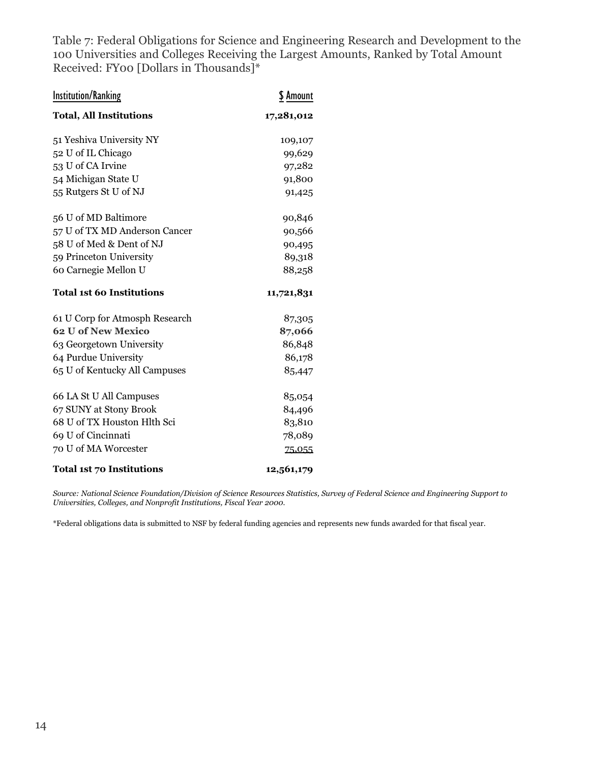Table 7: Federal Obligations for Science and Engineering Research and Development to the 100 Universities and Colleges Receiving the Largest Amounts, Ranked by Total Amount Received: FY00 [Dollars in Thousands]*

| Institution/Ranking | $ Amount |
|---|---|
| **Total, All Institutions** | **17,281,012** |
| 51 Yeshiva University NY | 109,107 |
| 52 U of IL Chicago | 99,629 |
| 53 U of CA Irvine | 97,282 |
| 54 Michigan State U | 91,800 |
| 55 Rutgers St U of NJ | 91,425 |
| 56 U of MD Baltimore | 90,846 |
| 57 U of TX MD Anderson Cancer | 90,566 |
| 58 U of Med & Dent of NJ | 90,495 |
| 59 Princeton University | 89,318 |
| 60 Carnegie Mellon U | 88,258 |
| **Total 1st 60 Institutions** | **11,721,831** |
| 61 U Corp for Atmosph Research | 87,305 |
| **62 U of New Mexico** | **87,066** |
| 63 Georgetown University | 86,848 |
| 64 Purdue University | 86,178 |
| 65 U of Kentucky All Campuses | 85,447 |
| 66 LA St U All Campuses | 85,054 |
| 67 SUNY at Stony Brook | 84,496 |
| 68 U of TX Houston Hlth Sci | 83,810 |
| 69 U of Cincinnati | 78,089 |
| 70 U of MA Worcester | 75,055 |
| **Total 1st 70 Institutions** | **12,561,179** |

*Source: National Science Foundation/Division of Science Resources Statistics, Survey of Federal Science and Engineering Support to Universities, Colleges, and Nonprofit Institutions, Fiscal Year 2000.*

*Federal obligations data is submitted to NSF by federal funding agencies and represents new funds awarded for that fiscal year.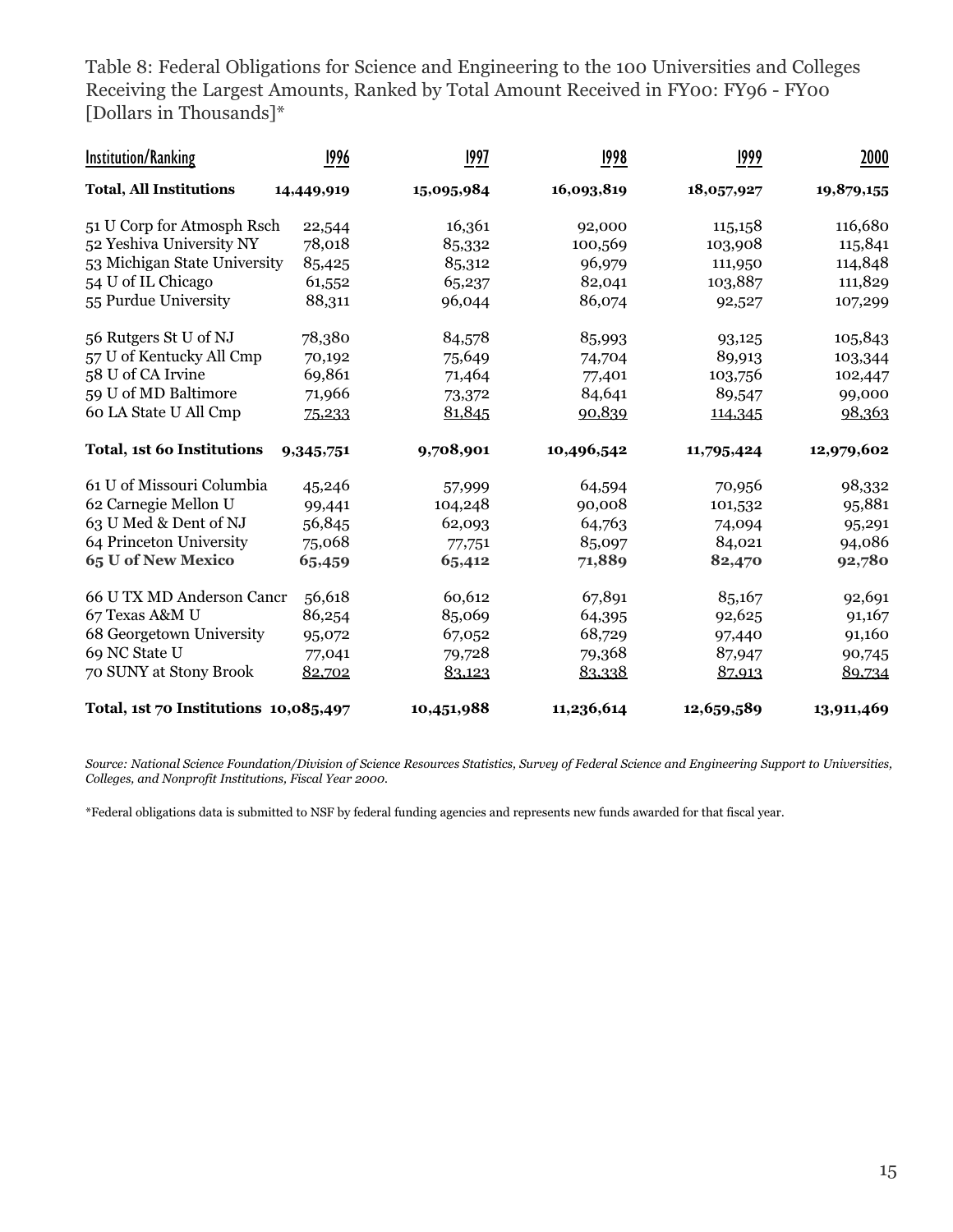Table 8: Federal Obligations for Science and Engineering to the 100 Universities and Colleges Receiving the Largest Amounts, Ranked by Total Amount Received in FY00: FY96 - FY00 [Dollars in Thousands]*

| Institution/Ranking | 1996 | 1997 | 1998 | 1999 | 2000 |
|---|---|---|---|---|---|
| **Total, All Institutions** | **14,449,919** | **15,095,984** | **16,093,819** | **18,057,927** | **19,879,155** |
| 51 U Corp for Atmosph Rsch | 22,544 | 16,361 | 92,000 | 115,158 | 116,680 |
| 52 Yeshiva University NY | 78,018 | 85,332 | 100,569 | 103,908 | 115,841 |
| 53 Michigan State University | 85,425 | 85,312 | 96,979 | 111,950 | 114,848 |
| 54 U of IL Chicago | 61,552 | 65,237 | 82,041 | 103,887 | 111,829 |
| 55 Purdue University | 88,311 | 96,044 | 86,074 | 92,527 | 107,299 |
| 56 Rutgers St U of NJ | 78,380 | 84,578 | 85,993 | 93,125 | 105,843 |
| 57 U of Kentucky All Cmp | 70,192 | 75,649 | 74,704 | 89,913 | 103,344 |
| 58 U of CA Irvine | 69,861 | 71,464 | 77,401 | 103,756 | 102,447 |
| 59 U of MD Baltimore | 71,966 | 73,372 | 84,641 | 89,547 | 99,000 |
| 60 LA State U All Cmp | 75,233 | 81,845 | 90,839 | 114,345 | 98,363 |
| **Total, 1st 60 Institutions** | **9,345,751** | **9,708,901** | **10,496,542** | **11,795,424** | **12,979,602** |
| 61 U of Missouri Columbia | 45,246 | 57,999 | 64,594 | 70,956 | 98,332 |
| 62 Carnegie Mellon U | 99,441 | 104,248 | 90,008 | 101,532 | 95,881 |
| 63 U Med & Dent of NJ | 56,845 | 62,093 | 64,763 | 74,094 | 95,291 |
| 64 Princeton University | 75,068 | 77,751 | 85,097 | 84,021 | 94,086 |
| **65 U of New Mexico** | **65,459** | **65,412** | **71,889** | **82,470** | **92,780** |
| 66 U TX MD Anderson Cancr | 56,618 | 60,612 | 67,891 | 85,167 | 92,691 |
| 67 Texas A&M U | 86,254 | 85,069 | 64,395 | 92,625 | 91,167 |
| 68 Georgetown University | 95,072 | 67,052 | 68,729 | 97,440 | 91,160 |
| 69 NC State U | 77,041 | 79,728 | 79,368 | 87,947 | 90,745 |
| 70 SUNY at Stony Brook | 82,702 | 83,123 | 83,338 | 87,913 | 89,734 |
| **Total, 1st 70 Institutions** | **10,085,497** | **10,451,988** | **11,236,614** | **12,659,589** | **13,911,469** |

*Source: National Science Foundation/Division of Science Resources Statistics, Survey of Federal Science and Engineering Support to Universities, Colleges, and Nonprofit Institutions, Fiscal Year 2000.*

*Federal obligations data is submitted to NSF by federal funding agencies and represents new funds awarded for that fiscal year.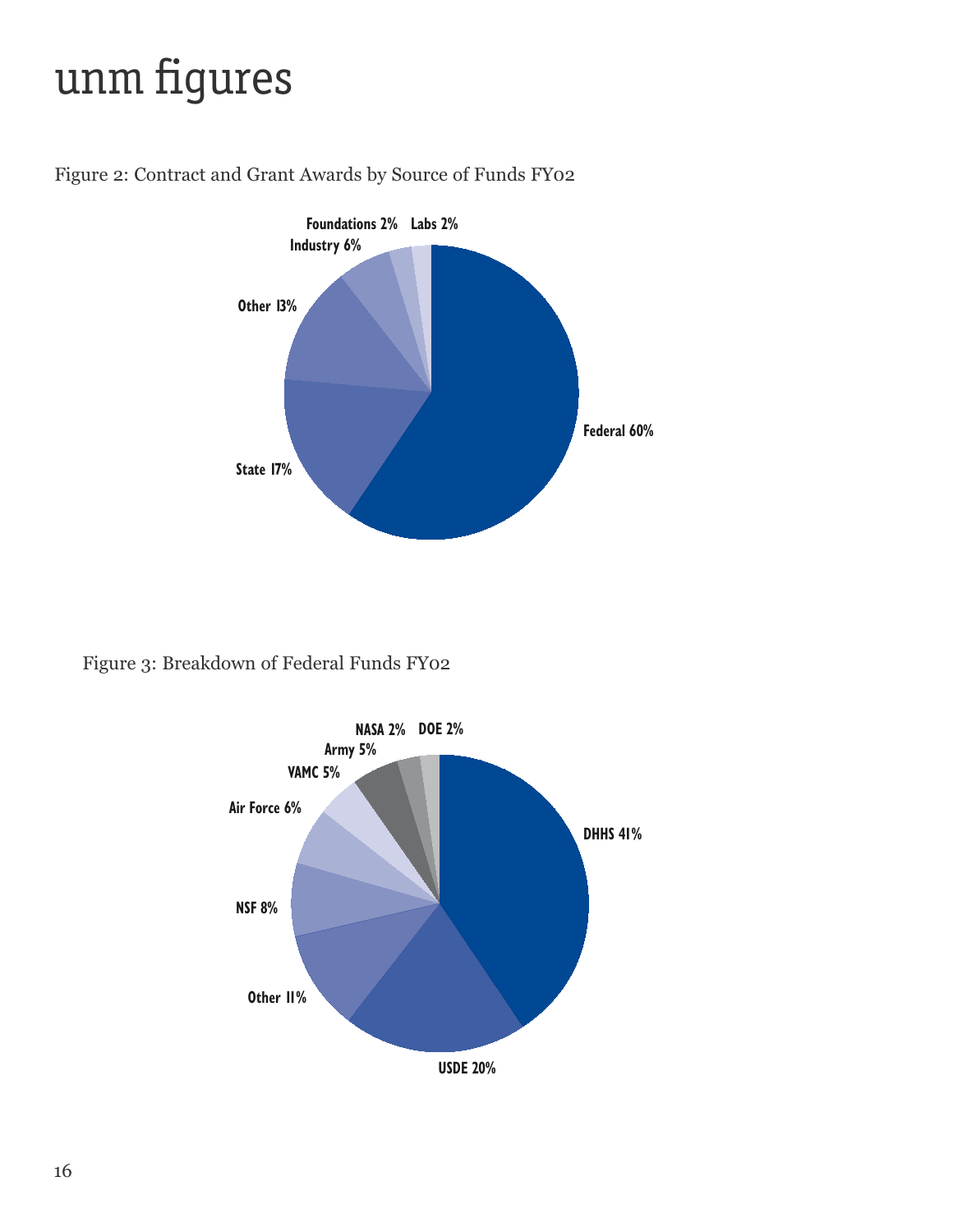# unm figures

Figure 2: Contract and Grant Awards by Source of Funds FY02

Foundations 2% Labs 2%
Industry 6%
Other 13%
Federal 60%
State 17%

Figure 3: Breakdown of Federal Funds FY02

NASA 2% DOE 2%
Army 5%
VAMC 5%
Air Force 6%
DHHS 41%
NSF 8%
Other 11%
USDE 20%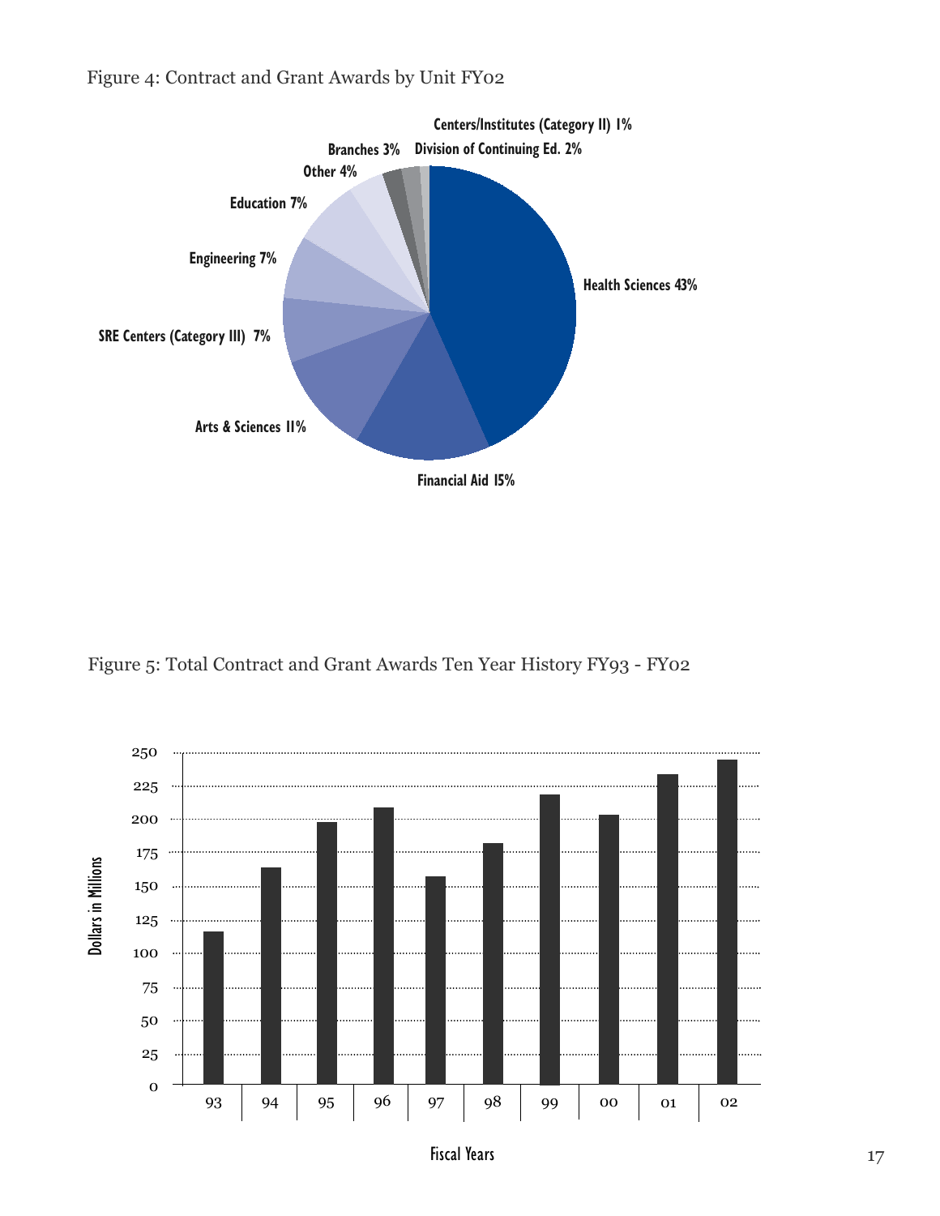Figure 4: Contract and Grant Awards by Unit FY02

Figure 5: Total Contract and Grant Awards Ten Year History FY93 - FY02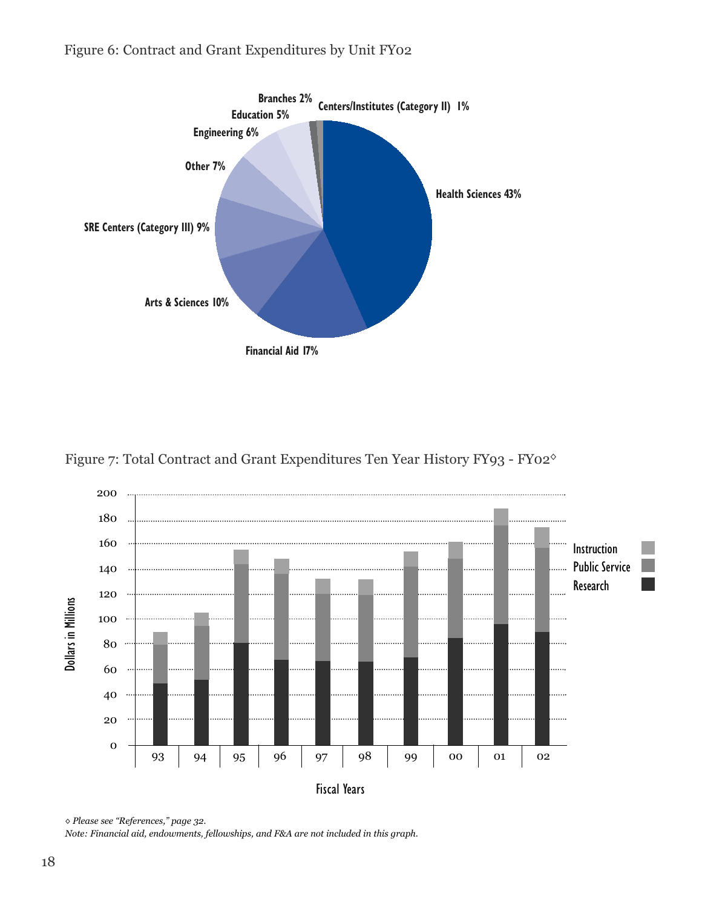Figure 6: Contract and Grant Expenditures by Unit FY02

Branches 2%
Centers/Institutes (Category II) 1%
Education 5%
Engineering 6%
Other 7%
Health Sciences 43%
SRE Centers (Category III) 9%
Arts & Sciences 10%
Financial Aid 17%

Figure 7: Total Contract and Grant Expenditures Ten Year History FY93 - FY02◊

Dollars in Millions

Fiscal Years

Instruction
Public Service
Research

*◊ Please see "References," page 32.*

*Note: Financial aid, endowments, fellowships, and F&A are not included in this graph.*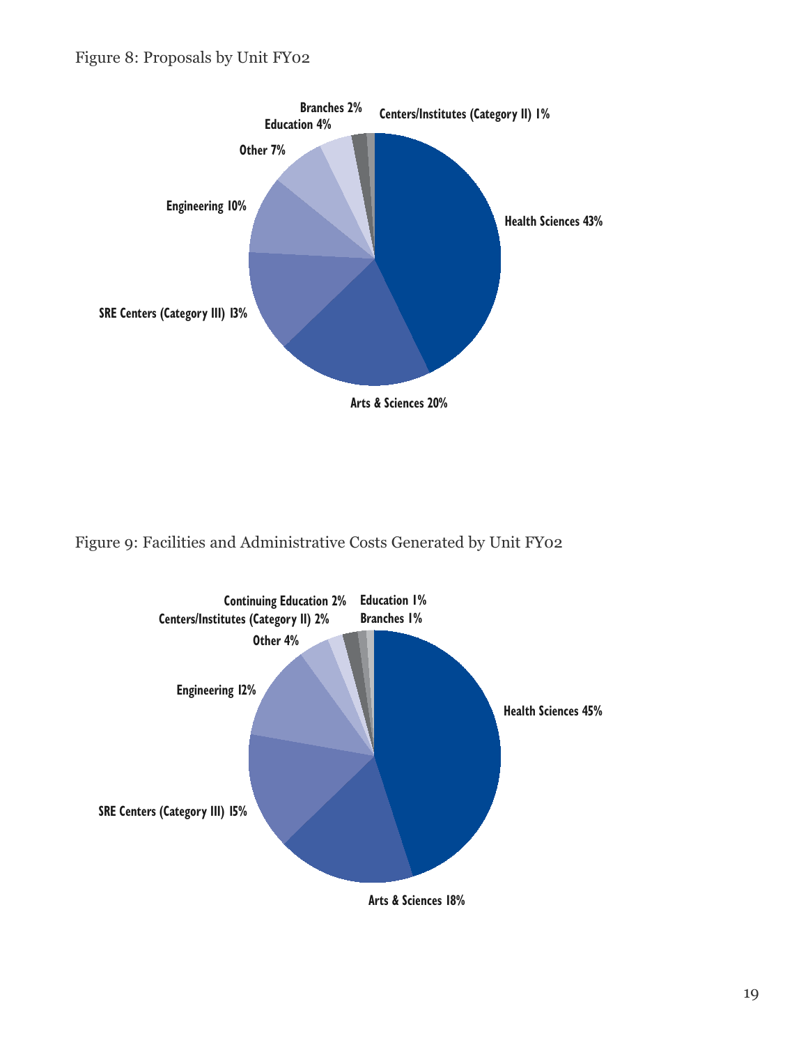Figure 8: Proposals by Unit FY02

| Unit | Percent |
| --- | --- |
| Health Sciences | 43% |
| Arts & Sciences | 20% |
| SRE Centers (Category III) | 13% |
| Engineering | 10% |
| Other | 7% |
| Education | 4% |
| Branches | 2% |
| Centers/Institutes (Category II) | 1% |

Figure 9: Facilities and Administrative Costs Generated by Unit FY02

| Unit | Percent |
| --- | --- |
| Health Sciences | 45% |
| Arts & Sciences | 18% |
| SRE Centers (Category III) | 15% |
| Engineering | 12% |
| Other | 4% |
| Centers/Institutes (Category II) | 2% |
| Continuing Education | 2% |
| Education | 1% |
| Branches | 1% |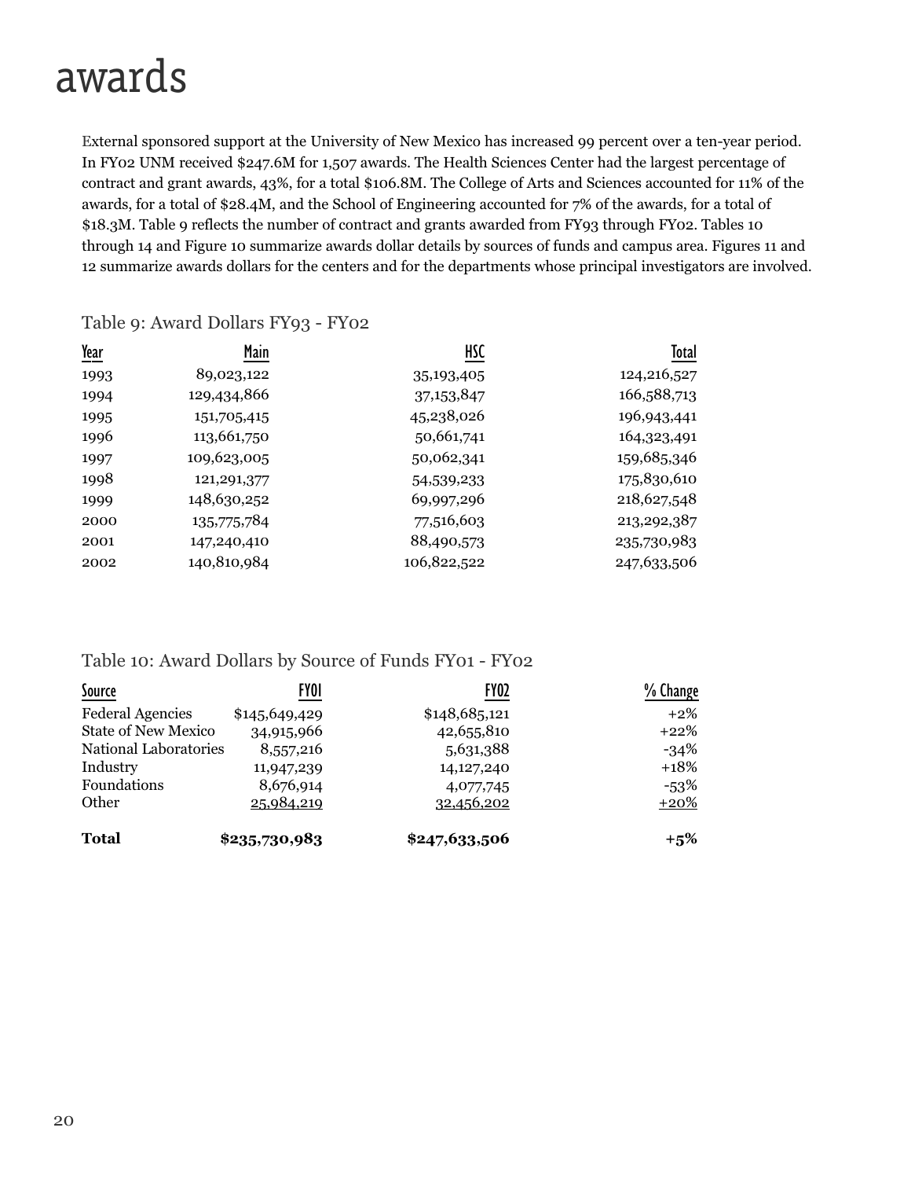# awards

External sponsored support at the University of New Mexico has increased 99 percent over a ten-year period. In FY02 UNM received $247.6M for 1,507 awards. The Health Sciences Center had the largest percentage of contract and grant awards, 43%, for a total $106.8M. The College of Arts and Sciences accounted for 11% of the awards, for a total of $28.4M, and the School of Engineering accounted for 7% of the awards, for a total of $18.3M. Table 9 reflects the number of contract and grants awarded from FY93 through FY02. Tables 10 through 14 and Figure 10 summarize awards dollar details by sources of funds and campus area. Figures 11 and 12 summarize awards dollars for the centers and for the departments whose principal investigators are involved.

Table 9: Award Dollars FY93 - FY02

| Year | Main | HSC | Total |
|---|---:|---:|---:|
| 1993 | 89,023,122 | 35,193,405 | 124,216,527 |
| 1994 | 129,434,866 | 37,153,847 | 166,588,713 |
| 1995 | 151,705,415 | 45,238,026 | 196,943,441 |
| 1996 | 113,661,750 | 50,661,741 | 164,323,491 |
| 1997 | 109,623,005 | 50,062,341 | 159,685,346 |
| 1998 | 121,291,377 | 54,539,233 | 175,830,610 |
| 1999 | 148,630,252 | 69,997,296 | 218,627,548 |
| 2000 | 135,775,784 | 77,516,603 | 213,292,387 |
| 2001 | 147,240,410 | 88,490,573 | 235,730,983 |
| 2002 | 140,810,984 | 106,822,522 | 247,633,506 |

Table 10: Award Dollars by Source of Funds FY01 - FY02

| Source | FY01 | FY02 | % Change |
|---|---:|---:|---:|
| Federal Agencies | $145,649,429 | $148,685,121 | +2% |
| State of New Mexico | 34,915,966 | 42,655,810 | +22% |
| National Laboratories | 8,557,216 | 5,631,388 | -34% |
| Industry | 11,947,239 | 14,127,240 | +18% |
| Foundations | 8,676,914 | 4,077,745 | -53% |
| Other | 25,984,219 | 32,456,202 | +20% |
| **Total** | **$235,730,983** | **$247,633,506** | **+5%** |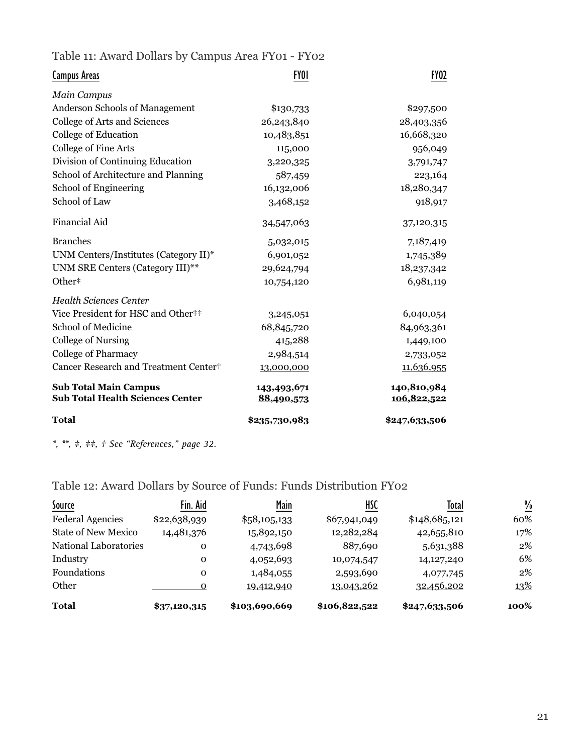## Table 11: Award Dollars by Campus Area FY01 - FY02

| Campus Areas | FY01 | FY02 |
|---|---|---|
| *Main Campus* | | |
| Anderson Schools of Management | $130,733 | $297,500 |
| College of Arts and Sciences | 26,243,840 | 28,403,356 |
| College of Education | 10,483,851 | 16,668,320 |
| College of Fine Arts | 115,000 | 956,049 |
| Division of Continuing Education | 3,220,325 | 3,791,747 |
| School of Architecture and Planning | 587,459 | 223,164 |
| School of Engineering | 16,132,006 | 18,280,347 |
| School of Law | 3,468,152 | 918,917 |
| Financial Aid | 34,547,063 | 37,120,315 |
| Branches | 5,032,015 | 7,187,419 |
| UNM Centers/Institutes (Category II)* | 6,901,052 | 1,745,389 |
| UNM SRE Centers (Category III)** | 29,624,794 | 18,237,342 |
| Other‡ | 10,754,120 | 6,981,119 |
| *Health Sciences Center* | | |
| Vice President for HSC and Other‡‡ | 3,245,051 | 6,040,054 |
| School of Medicine | 68,845,720 | 84,963,361 |
| College of Nursing | 415,288 | 1,449,100 |
| College of Pharmacy | 2,984,514 | 2,733,052 |
| Cancer Research and Treatment Center† | 13,000,000 | 11,636,955 |
| **Sub Total Main Campus** | **143,493,671** | **140,810,984** |
| **Sub Total Health Sciences Center** | **88,490,573** | **106,822,522** |
| **Total** | **$235,730,983** | **$247,633,506** |

*\*, \*\*, ‡, ‡‡, † See "References," page 32.*

## Table 12: Award Dollars by Source of Funds: Funds Distribution FY02

| Source | Fin. Aid | Main | HSC | Total | % |
|---|---|---|---|---|---|
| Federal Agencies | $22,638,939 | $58,105,133 | $67,941,049 | $148,685,121 | 60% |
| State of New Mexico | 14,481,376 | 15,892,150 | 12,282,284 | 42,655,810 | 17% |
| National Laboratories | 0 | 4,743,698 | 887,690 | 5,631,388 | 2% |
| Industry | 0 | 4,052,693 | 10,074,547 | 14,127,240 | 6% |
| Foundations | 0 | 1,484,055 | 2,593,690 | 4,077,745 | 2% |
| Other | 0 | 19,412,940 | 13,043,262 | 32,456,202 | 13% |
| **Total** | **$37,120,315** | **$103,690,669** | **$106,822,522** | **$247,633,506** | **100%** |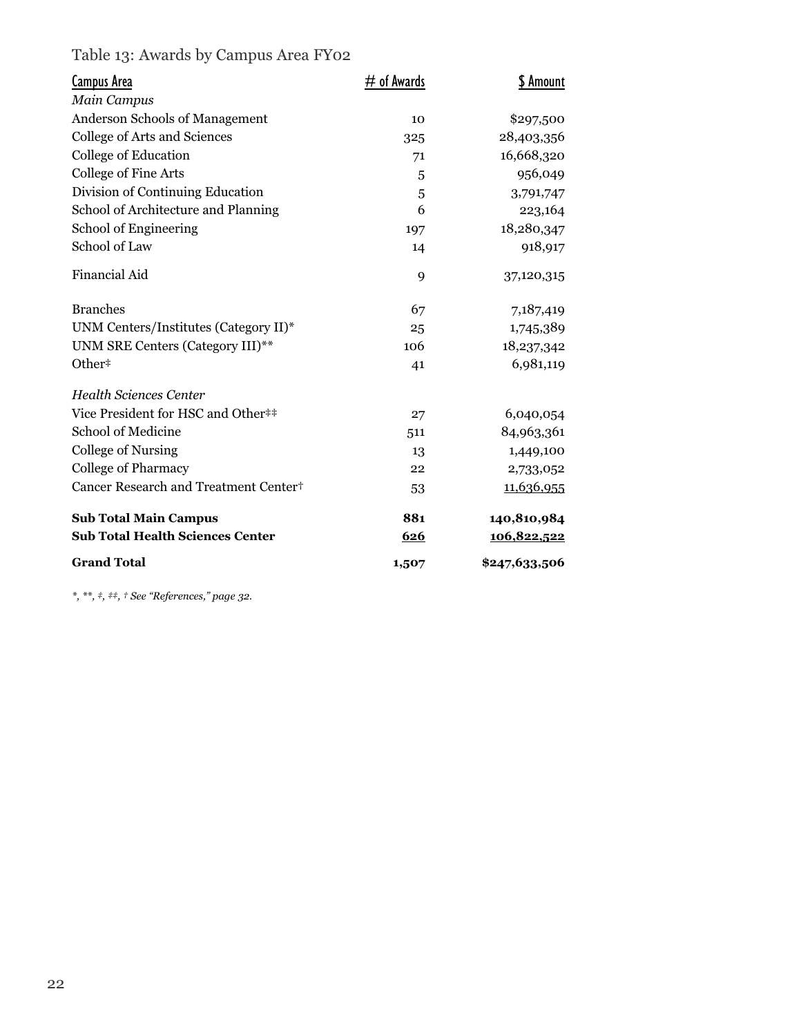Table 13: Awards by Campus Area FY02

| Campus Area | # of Awards | $ Amount |
|---|---|---|
| *Main Campus* | | |
| Anderson Schools of Management | 10 | $297,500 |
| College of Arts and Sciences | 325 | 28,403,356 |
| College of Education | 71 | 16,668,320 |
| College of Fine Arts | 5 | 956,049 |
| Division of Continuing Education | 5 | 3,791,747 |
| School of Architecture and Planning | 6 | 223,164 |
| School of Engineering | 197 | 18,280,347 |
| School of Law | 14 | 918,917 |
| Financial Aid | 9 | 37,120,315 |
| Branches | 67 | 7,187,419 |
| UNM Centers/Institutes (Category II)* | 25 | 1,745,389 |
| UNM SRE Centers (Category III)** | 106 | 18,237,342 |
| Other‡ | 41 | 6,981,119 |
| *Health Sciences Center* | | |
| Vice President for HSC and Other‡‡ | 27 | 6,040,054 |
| School of Medicine | 511 | 84,963,361 |
| College of Nursing | 13 | 1,449,100 |
| College of Pharmacy | 22 | 2,733,052 |
| Cancer Research and Treatment Center† | 53 | 11,636,955 |
| **Sub Total Main Campus** | **881** | **140,810,984** |
| **Sub Total Health Sciences Center** | **626** | **106,822,522** |
| **Grand Total** | **1,507** | **$247,633,506** |

*\*, \*\*, ‡, ‡‡, † See "References," page 32.*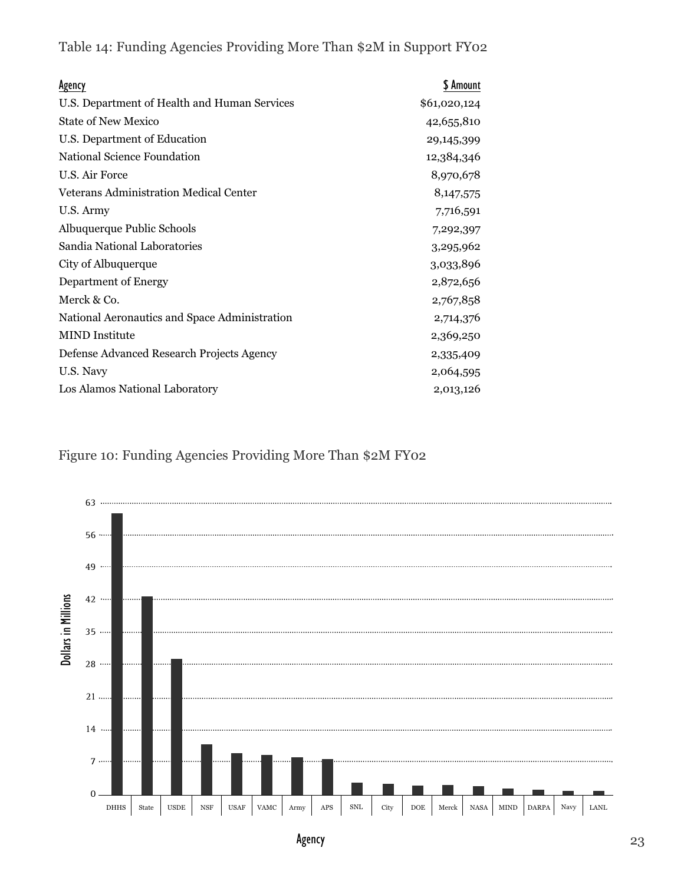Table 14: Funding Agencies Providing More Than $2M in Support FY02

| Agency | $ Amount |
| --- | ---: |
| U.S. Department of Health and Human Services | $61,020,124 |
| State of New Mexico | 42,655,810 |
| U.S. Department of Education | 29,145,399 |
| National Science Foundation | 12,384,346 |
| U.S. Air Force | 8,970,678 |
| Veterans Administration Medical Center | 8,147,575 |
| U.S. Army | 7,716,591 |
| Albuquerque Public Schools | 7,292,397 |
| Sandia National Laboratories | 3,295,962 |
| City of Albuquerque | 3,033,896 |
| Department of Energy | 2,872,656 |
| Merck & Co. | 2,767,858 |
| National Aeronautics and Space Administration | 2,714,376 |
| MIND Institute | 2,369,250 |
| Defense Advanced Research Projects Agency | 2,335,409 |
| U.S. Navy | 2,064,595 |
| Los Alamos National Laboratory | 2,013,126 |

Figure 10: Funding Agencies Providing More Than $2M FY02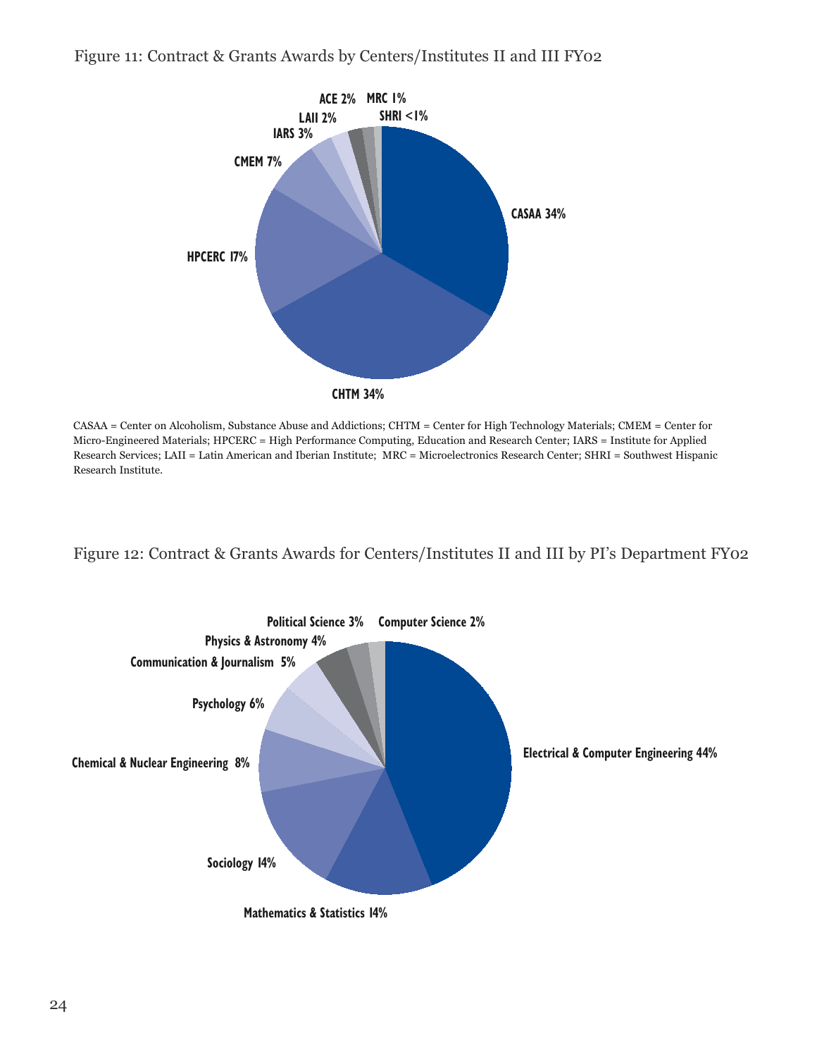Figure 11: Contract & Grants Awards by Centers/Institutes II and III FY02

| Center/Institute | Percent |
|---|---|
| CASAA | 34% |
| CHTM | 34% |
| HPCERC | 17% |
| CMEM | 7% |
| IARS | 3% |
| LAII | 2% |
| ACE | 2% |
| MRC | 1% |
| SHRI | <1% |

CASAA = Center on Alcoholism, Substance Abuse and Addictions; CHTM = Center for High Technology Materials; CMEM = Center for Micro-Engineered Materials; HPCERC = High Performance Computing, Education and Research Center; IARS = Institute for Applied Research Services; LAII = Latin American and Iberian Institute; MRC = Microelectronics Research Center; SHRI = Southwest Hispanic Research Institute.

Figure 12: Contract & Grants Awards for Centers/Institutes II and III by PI's Department FY02

| Department | Percent |
|---|---|
| Electrical & Computer Engineering | 44% |
| Mathematics & Statistics | 14% |
| Sociology | 14% |
| Chemical & Nuclear Engineering | 8% |
| Psychology | 6% |
| Communication & Journalism | 5% |
| Physics & Astronomy | 4% |
| Political Science | 3% |
| Computer Science | 2% |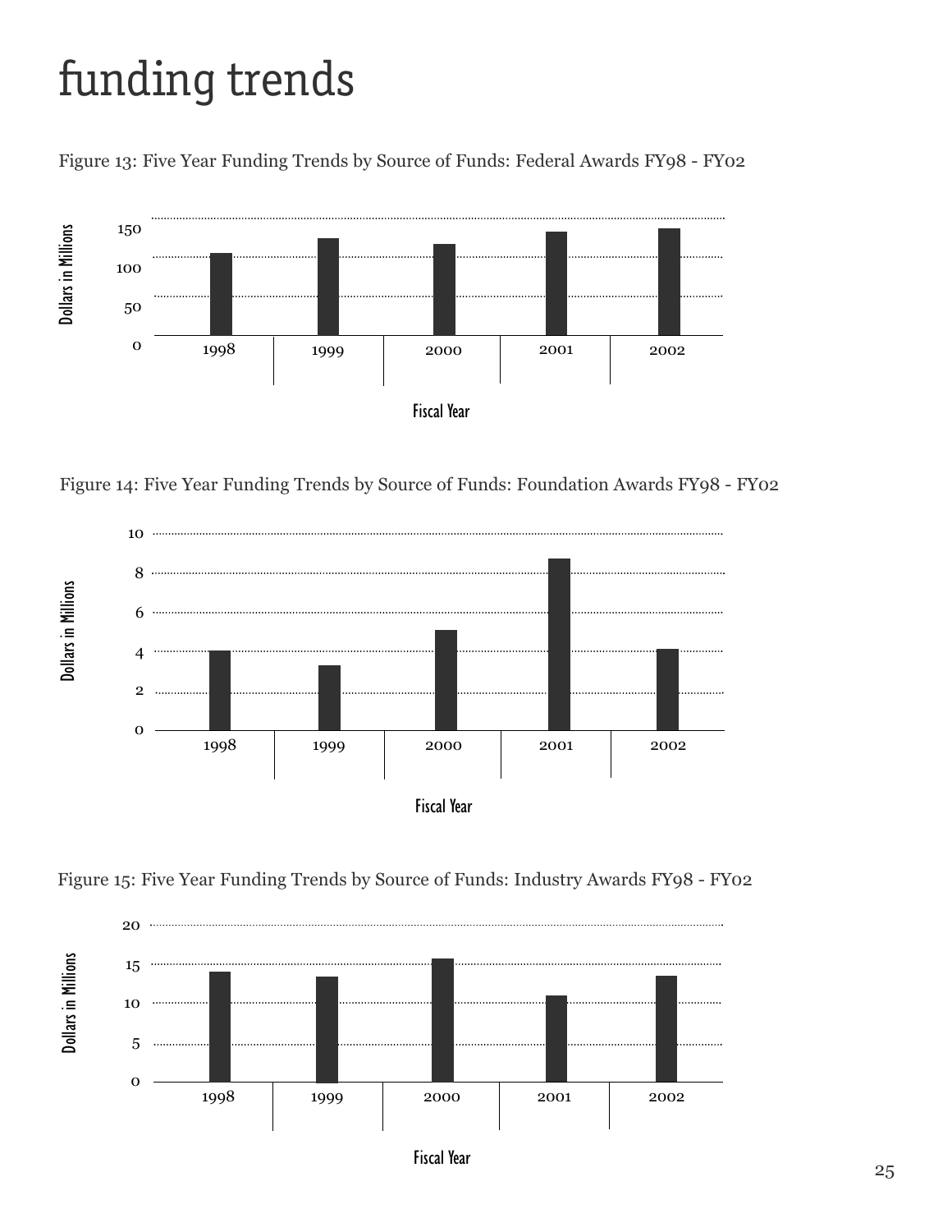# funding trends

Figure 13: Five Year Funding Trends by Source of Funds: Federal Awards FY98 - FY02

Figure 14: Five Year Funding Trends by Source of Funds: Foundation Awards FY98 - FY02

Figure 15: Five Year Funding Trends by Source of Funds: Industry Awards FY98 - FY02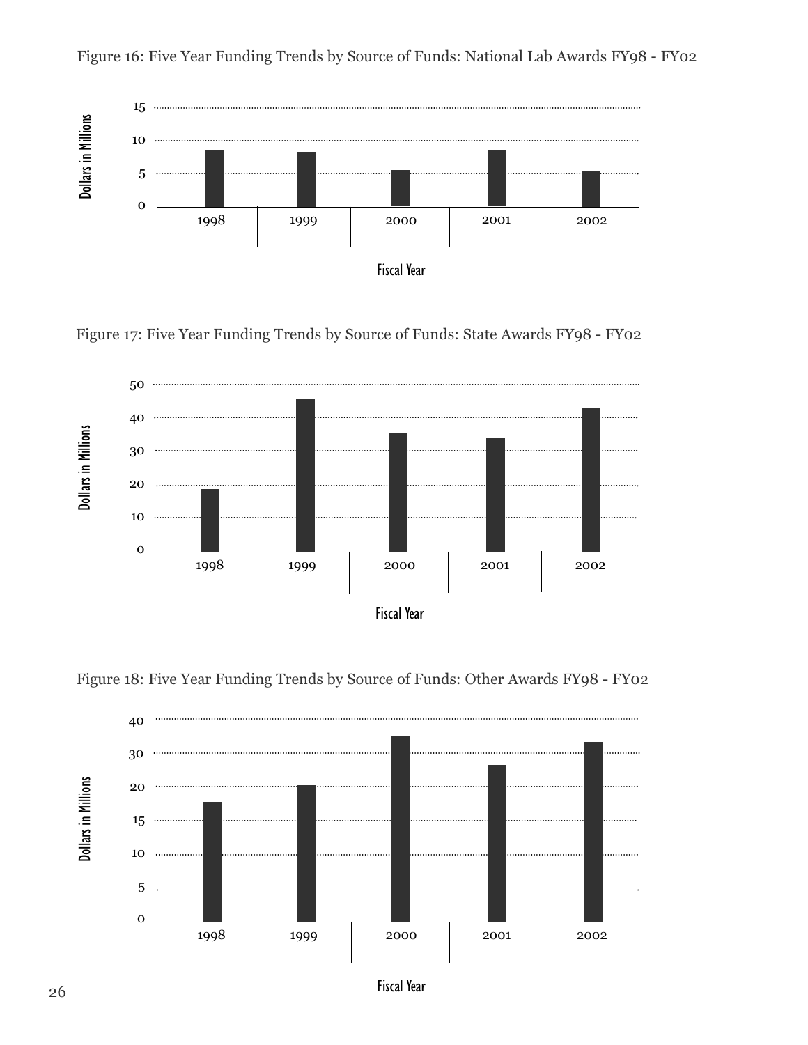Figure 16: Five Year Funding Trends by Source of Funds: National Lab Awards FY98 - FY02

Figure 17: Five Year Funding Trends by Source of Funds: State Awards FY98 - FY02

Figure 18: Five Year Funding Trends by Source of Funds: Other Awards FY98 - FY02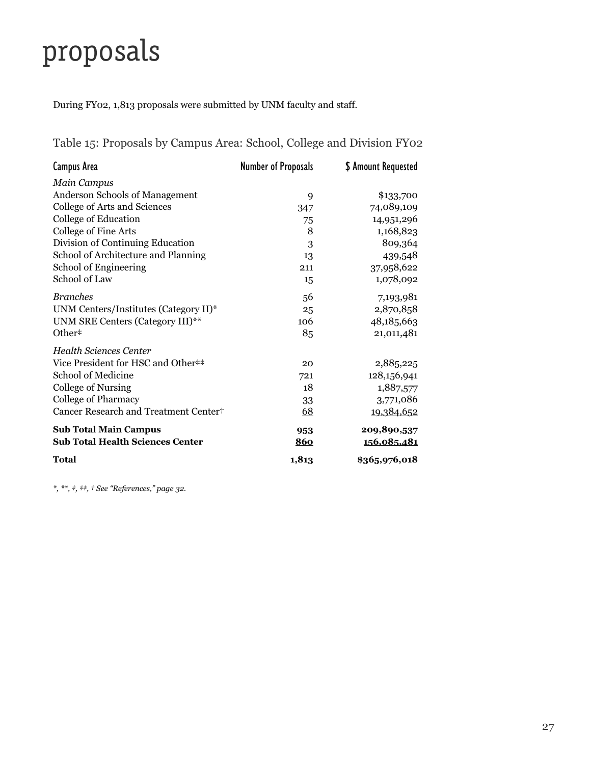# proposals

During FY02, 1,813 proposals were submitted by UNM faculty and staff.

Table 15: Proposals by Campus Area: School, College and Division FY02

| Campus Area | Number of Proposals | $ Amount Requested |
|---|---|---|
| *Main Campus* | | |
| Anderson Schools of Management | 9 | $133,700 |
| College of Arts and Sciences | 347 | 74,089,109 |
| College of Education | 75 | 14,951,296 |
| College of Fine Arts | 8 | 1,168,823 |
| Division of Continuing Education | 3 | 809,364 |
| School of Architecture and Planning | 13 | 439,548 |
| School of Engineering | 211 | 37,958,622 |
| School of Law | 15 | 1,078,092 |
| *Branches* | 56 | 7,193,981 |
| UNM Centers/Institutes (Category II)* | 25 | 2,870,858 |
| UNM SRE Centers (Category III)** | 106 | 48,185,663 |
| Other‡ | 85 | 21,011,481 |
| *Health Sciences Center* | | |
| Vice President for HSC and Other‡‡ | 20 | 2,885,225 |
| School of Medicine | 721 | 128,156,941 |
| College of Nursing | 18 | 1,887,577 |
| College of Pharmacy | 33 | 3,771,086 |
| Cancer Research and Treatment Center† | 68 | 19,384,652 |
| **Sub Total Main Campus** | **953** | **209,890,537** |
| **Sub Total Health Sciences Center** | **860** | **156,085,481** |
| **Total** | **1,813** | **$365,976,018** |

*\*, \*\*, ‡, ‡‡, † See "References," page 32.*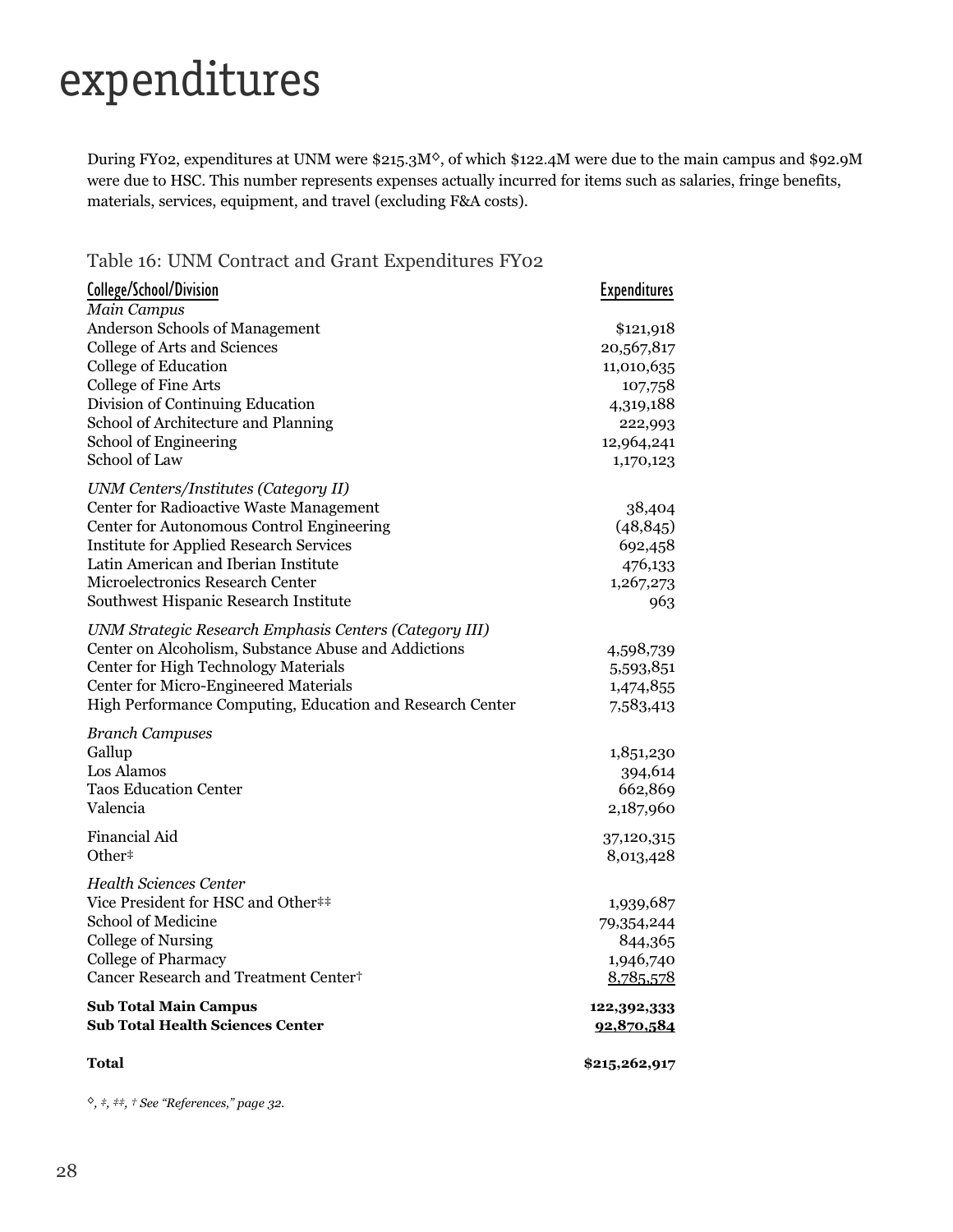# expenditures

During FY02, expenditures at UNM were $215.3M◊, of which $122.4M were due to the main campus and $92.9M were due to HSC. This number represents expenses actually incurred for items such as salaries, fringe benefits, materials, services, equipment, and travel (excluding F&A costs).

## Table 16: UNM Contract and Grant Expenditures FY02

| College/School/Division | Expenditures |
|---|---|
| *Main Campus* | |
| Anderson Schools of Management | $121,918 |
| College of Arts and Sciences | 20,567,817 |
| College of Education | 11,010,635 |
| College of Fine Arts | 107,758 |
| Division of Continuing Education | 4,319,188 |
| School of Architecture and Planning | 222,993 |
| School of Engineering | 12,964,241 |
| School of Law | 1,170,123 |
| *UNM Centers/Institutes (Category II)* | |
| Center for Radioactive Waste Management | 38,404 |
| Center for Autonomous Control Engineering | (48,845) |
| Institute for Applied Research Services | 692,458 |
| Latin American and Iberian Institute | 476,133 |
| Microelectronics Research Center | 1,267,273 |
| Southwest Hispanic Research Institute | 963 |
| *UNM Strategic Research Emphasis Centers (Category III)* | |
| Center on Alcoholism, Substance Abuse and Addictions | 4,598,739 |
| Center for High Technology Materials | 5,593,851 |
| Center for Micro-Engineered Materials | 1,474,855 |
| High Performance Computing, Education and Research Center | 7,583,413 |
| *Branch Campuses* | |
| Gallup | 1,851,230 |
| Los Alamos | 394,614 |
| Taos Education Center | 662,869 |
| Valencia | 2,187,960 |
| Financial Aid | 37,120,315 |
| Other‡ | 8,013,428 |
| *Health Sciences Center* | |
| Vice President for HSC and Other‡‡ | 1,939,687 |
| School of Medicine | 79,354,244 |
| College of Nursing | 844,365 |
| College of Pharmacy | 1,946,740 |
| Cancer Research and Treatment Center† | 8,785,578 |
| **Sub Total Main Campus** | **122,392,333** |
| **Sub Total Health Sciences Center** | **92,870,584** |
| **Total** | **$215,262,917** |

*◊, ‡, ‡‡, † See "References," page 32.*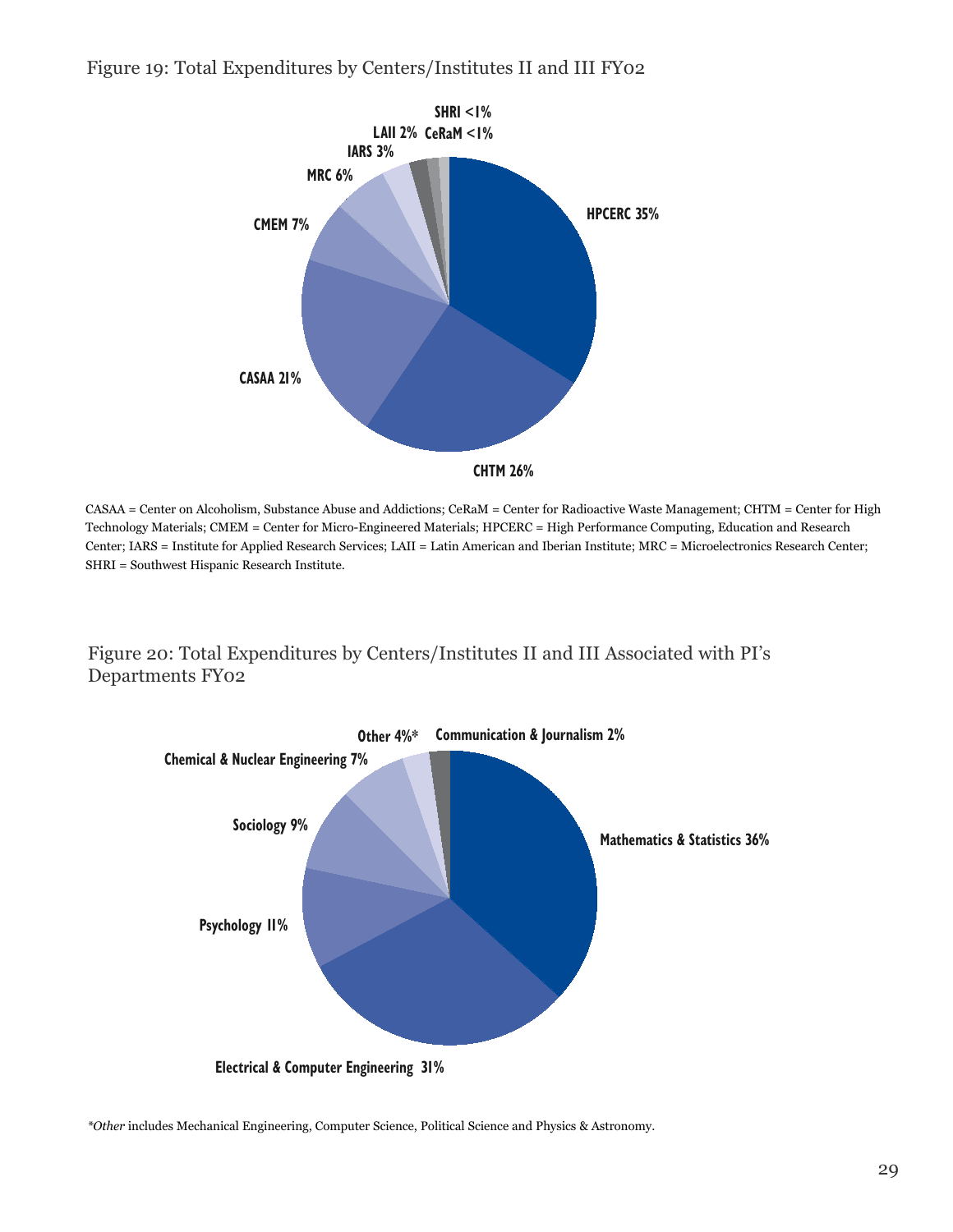Figure 19: Total Expenditures by Centers/Institutes II and III FY02

SHRI <1%
LAII 2%
CeRaM <1%
IARS 3%
MRC 6%
CMEM 7%
HPCERC 35%
CASAA 21%
CHTM 26%

CASAA = Center on Alcoholism, Substance Abuse and Addictions; CeRaM = Center for Radioactive Waste Management; CHTM = Center for High Technology Materials; CMEM = Center for Micro-Engineered Materials; HPCERC = High Performance Computing, Education and Research Center; IARS = Institute for Applied Research Services; LAII = Latin American and Iberian Institute; MRC = Microelectronics Research Center; SHRI = Southwest Hispanic Research Institute.

Figure 20: Total Expenditures by Centers/Institutes II and III Associated with PI's Departments FY02

Other 4%*
Communication & Journalism 2%
Chemical & Nuclear Engineering 7%
Sociology 9%
Mathematics & Statistics 36%
Psychology 11%
Electrical & Computer Engineering 31%

**Other* includes Mechanical Engineering, Computer Science, Political Science and Physics & Astronomy.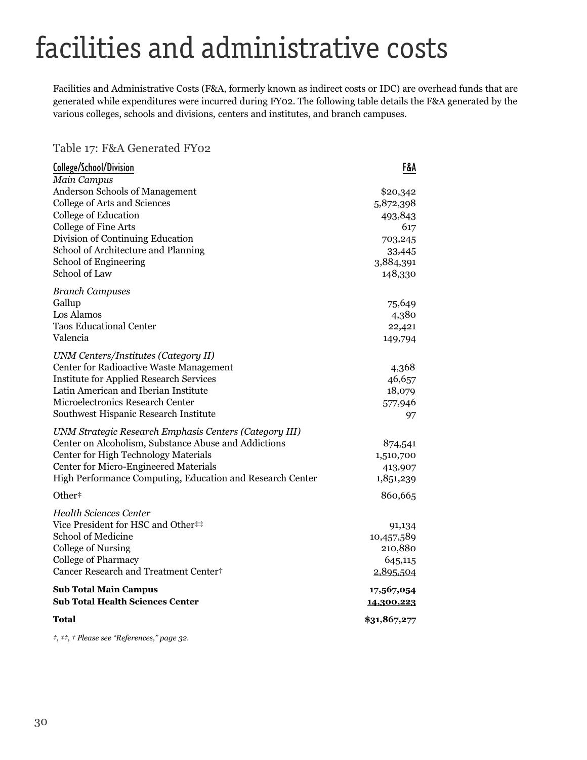# facilities and administrative costs

Facilities and Administrative Costs (F&A, formerly known as indirect costs or IDC) are overhead funds that are generated while expenditures were incurred during FY02. The following table details the F&A generated by the various colleges, schools and divisions, centers and institutes, and branch campuses.

Table 17: F&A Generated FY02

| College/School/Division | F&A |
|---|---|
| *Main Campus* | |
| Anderson Schools of Management | $20,342 |
| College of Arts and Sciences | 5,872,398 |
| College of Education | 493,843 |
| College of Fine Arts | 617 |
| Division of Continuing Education | 703,245 |
| School of Architecture and Planning | 33,445 |
| School of Engineering | 3,884,391 |
| School of Law | 148,330 |
| *Branch Campuses* | |
| Gallup | 75,649 |
| Los Alamos | 4,380 |
| Taos Educational Center | 22,421 |
| Valencia | 149,794 |
| *UNM Centers/Institutes (Category II)* | |
| Center for Radioactive Waste Management | 4,368 |
| Institute for Applied Research Services | 46,657 |
| Latin American and Iberian Institute | 18,079 |
| Microelectronics Research Center | 577,946 |
| Southwest Hispanic Research Institute | 97 |
| *UNM Strategic Research Emphasis Centers (Category III)* | |
| Center on Alcoholism, Substance Abuse and Addictions | 874,541 |
| Center for High Technology Materials | 1,510,700 |
| Center for Micro-Engineered Materials | 413,907 |
| High Performance Computing, Education and Research Center | 1,851,239 |
| Other‡ | 860,665 |
| *Health Sciences Center* | |
| Vice President for HSC and Other‡‡ | 91,134 |
| School of Medicine | 10,457,589 |
| College of Nursing | 210,880 |
| College of Pharmacy | 645,115 |
| Cancer Research and Treatment Center† | 2,895,504 |
| **Sub Total Main Campus** | **17,567,054** |
| **Sub Total Health Sciences Center** | **14,300,223** |
| **Total** | **$31,867,277** |

*‡, ‡‡, † Please see "References," page 32.*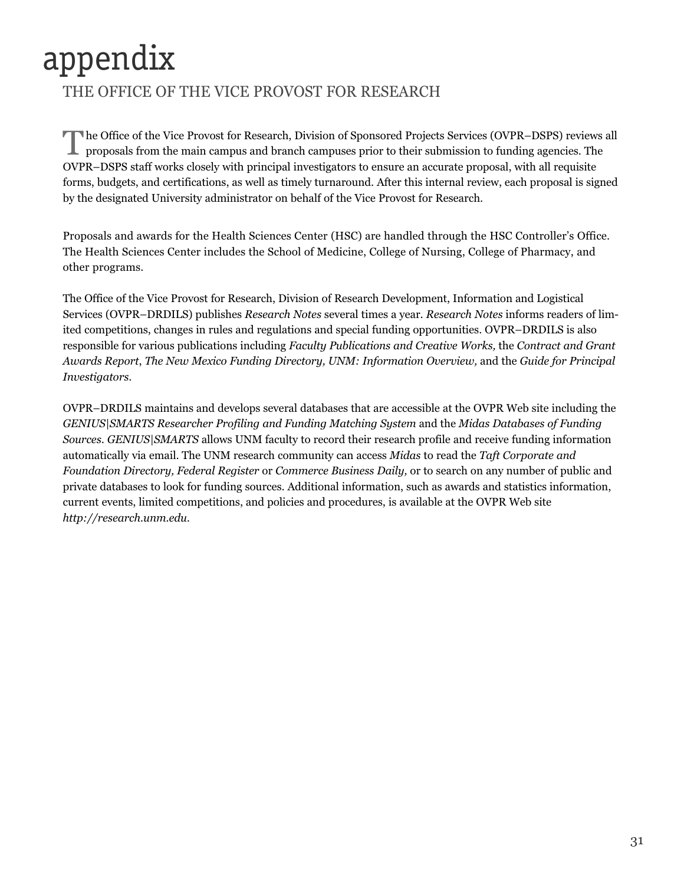# appendix

## THE OFFICE OF THE VICE PROVOST FOR RESEARCH

The Office of the Vice Provost for Research, Division of Sponsored Projects Services (OVPR–DSPS) reviews all proposals from the main campus and branch campuses prior to their submission to funding agencies. The OVPR–DSPS staff works closely with principal investigators to ensure an accurate proposal, with all requisite forms, budgets, and certifications, as well as timely turnaround. After this internal review, each proposal is signed by the designated University administrator on behalf of the Vice Provost for Research.

Proposals and awards for the Health Sciences Center (HSC) are handled through the HSC Controller's Office. The Health Sciences Center includes the School of Medicine, College of Nursing, College of Pharmacy, and other programs.

The Office of the Vice Provost for Research, Division of Research Development, Information and Logistical Services (OVPR–DRDILS) publishes *Research Notes* several times a year. *Research Notes* informs readers of limited competitions, changes in rules and regulations and special funding opportunities. OVPR–DRDILS is also responsible for various publications including *Faculty Publications and Creative Works,* the *Contract and Grant Awards Report*, *The New Mexico Funding Directory, UNM: Information Overview,* and the *Guide for Principal Investigators*.

OVPR–DRDILS maintains and develops several databases that are accessible at the OVPR Web site including the *GENIUS|SMARTS Researcher Profiling and Funding Matching System* and the *Midas Databases of Funding Sources*. *GENIUS|SMARTS* allows UNM faculty to record their research profile and receive funding information automatically via email. The UNM research community can access *Midas* to read the *Taft Corporate and Foundation Directory, Federal Register* or *Commerce Business Daily,* or to search on any number of public and private databases to look for funding sources. Additional information, such as awards and statistics information, current events, limited competitions, and policies and procedures, is available at the OVPR Web site *http://research.unm.edu.*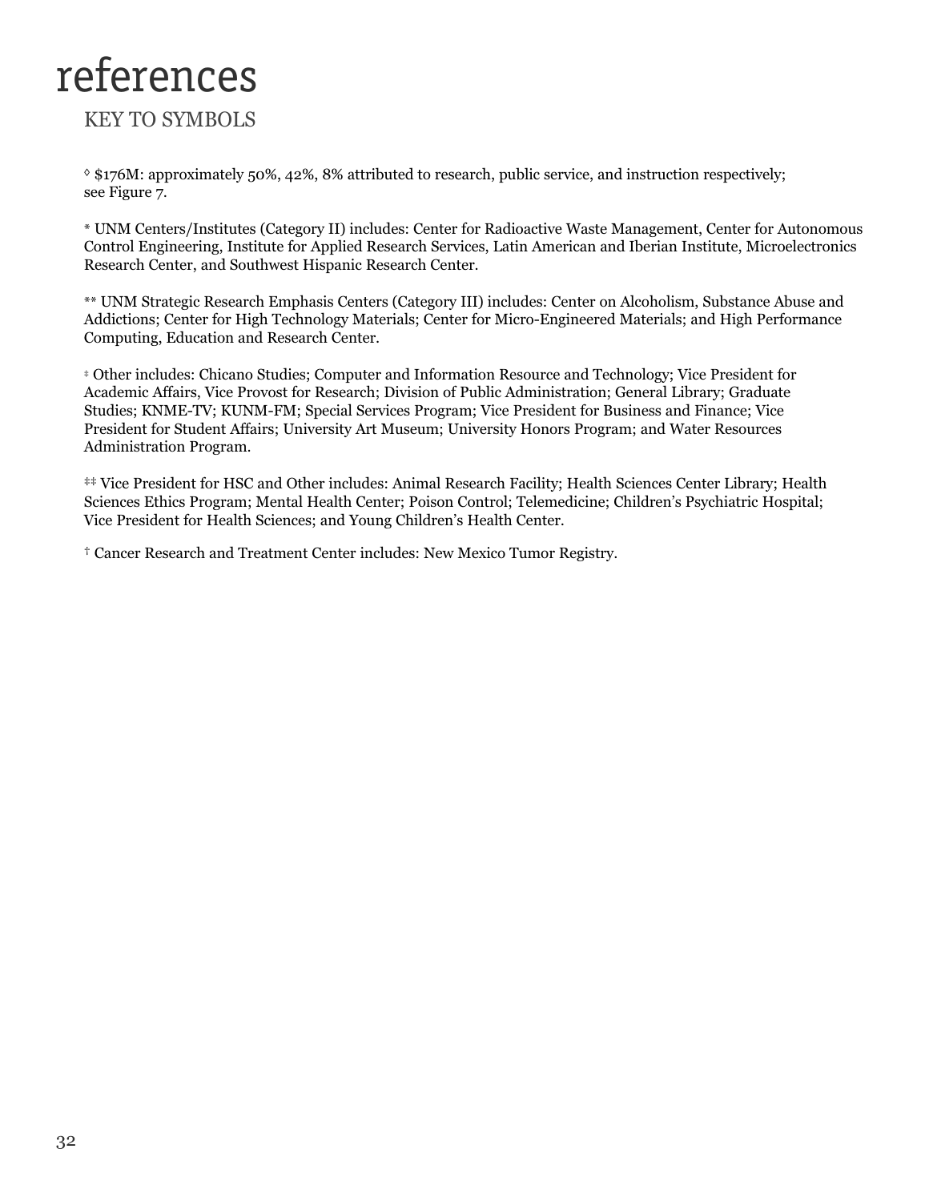# references

## KEY TO SYMBOLS

◊ $176M: approximately 50%, 42%, 8% attributed to research, public service, and instruction respectively; see Figure 7.

* UNM Centers/Institutes (Category II) includes: Center for Radioactive Waste Management, Center for Autonomous Control Engineering, Institute for Applied Research Services, Latin American and Iberian Institute, Microelectronics Research Center, and Southwest Hispanic Research Center.

** UNM Strategic Research Emphasis Centers (Category III) includes: Center on Alcoholism, Substance Abuse and Addictions; Center for High Technology Materials; Center for Micro-Engineered Materials; and High Performance Computing, Education and Research Center.

‡ Other includes: Chicano Studies; Computer and Information Resource and Technology; Vice President for Academic Affairs, Vice Provost for Research; Division of Public Administration; General Library; Graduate Studies; KNME-TV; KUNM-FM; Special Services Program; Vice President for Business and Finance; Vice President for Student Affairs; University Art Museum; University Honors Program; and Water Resources Administration Program.

‡‡ Vice President for HSC and Other includes: Animal Research Facility; Health Sciences Center Library; Health Sciences Ethics Program; Mental Health Center; Poison Control; Telemedicine; Children's Psychiatric Hospital; Vice President for Health Sciences; and Young Children's Health Center.

† Cancer Research and Treatment Center includes: New Mexico Tumor Registry.